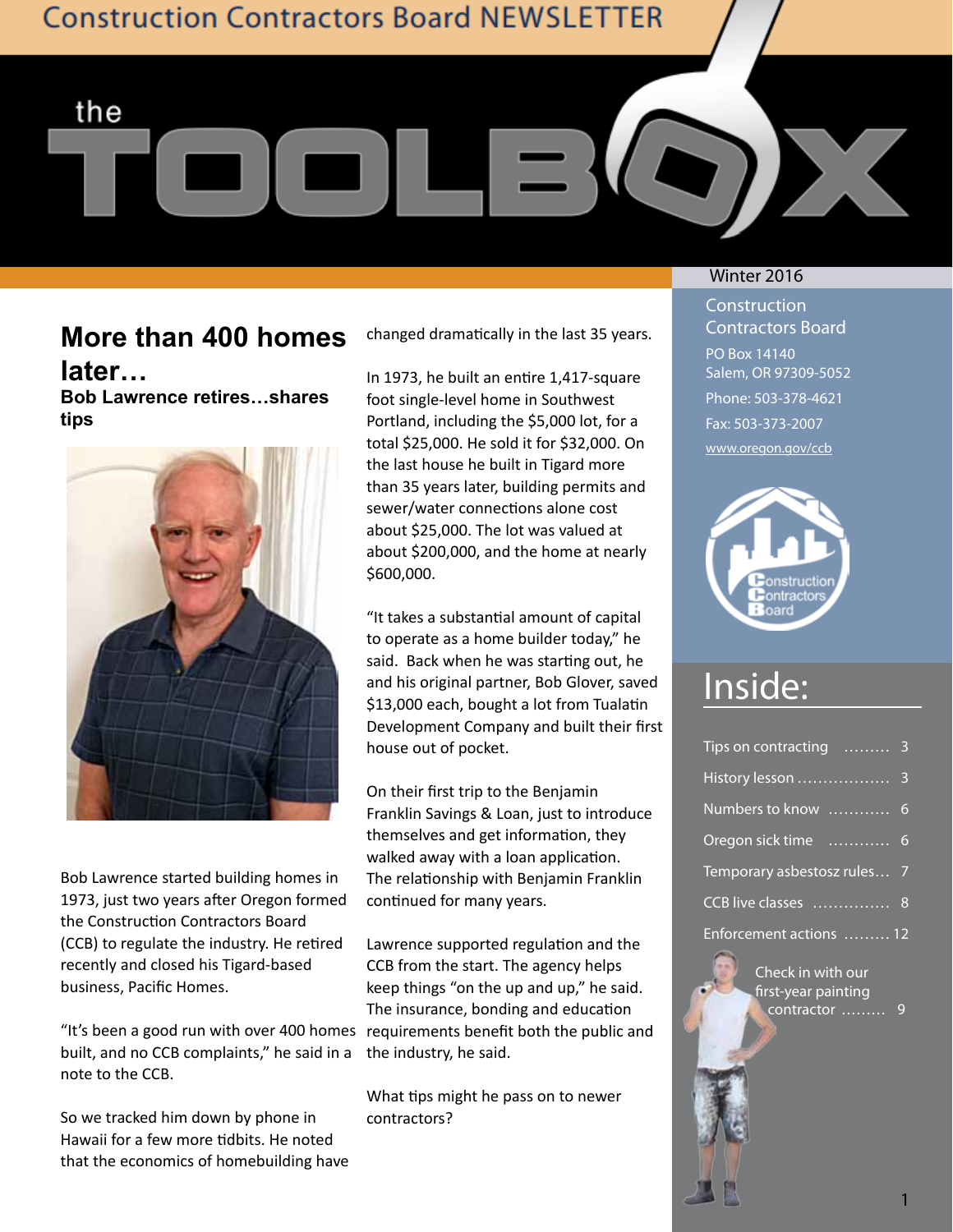Construction Contractors Board NEWSLETTER

# the TOOLBOX

Winter 2016

Construction Contractors Board
PO Box 14140
Salem, OR 97309-5052
Phone: 503-378-4621
Fax: 503-373-2007
www.oregon.gov/ccb

## Inside:

- Tips on contracting ......... 3
- History lesson .................. 3
- Numbers to know ............ 6
- Oregon sick time ............ 6
- Temporary asbestosz rules… 7
- CCB live classes ............... 8
- Enforcement actions ......... 12
- Check in with our first-year painting contractor ......... 9

## More than 400 homes later…

### Bob Lawrence retires…shares tips

Bob Lawrence started building homes in 1973, just two years after Oregon formed the Construction Contractors Board (CCB) to regulate the industry. He retired recently and closed his Tigard-based business, Pacific Homes.

"It's been a good run with over 400 homes built, and no CCB complaints," he said in a note to the CCB.

So we tracked him down by phone in Hawaii for a few more tidbits. He noted that the economics of homebuilding have changed dramatically in the last 35 years.

In 1973, he built an entire 1,417-square foot single-level home in Southwest Portland, including the $5,000 lot, for a total $25,000. He sold it for $32,000. On the last house he built in Tigard more than 35 years later, building permits and sewer/water connections alone cost about $25,000. The lot was valued at about $200,000, and the home at nearly $600,000.

"It takes a substantial amount of capital to operate as a home builder today," he said. Back when he was starting out, he and his original partner, Bob Glover, saved $13,000 each, bought a lot from Tualatin Development Company and built their first house out of pocket.

On their first trip to the Benjamin Franklin Savings & Loan, just to introduce themselves and get information, they walked away with a loan application. The relationship with Benjamin Franklin continued for many years.

Lawrence supported regulation and the CCB from the start. The agency helps keep things "on the up and up," he said. The insurance, bonding and education requirements benefit both the public and the industry, he said.

What tips might he pass on to newer contractors?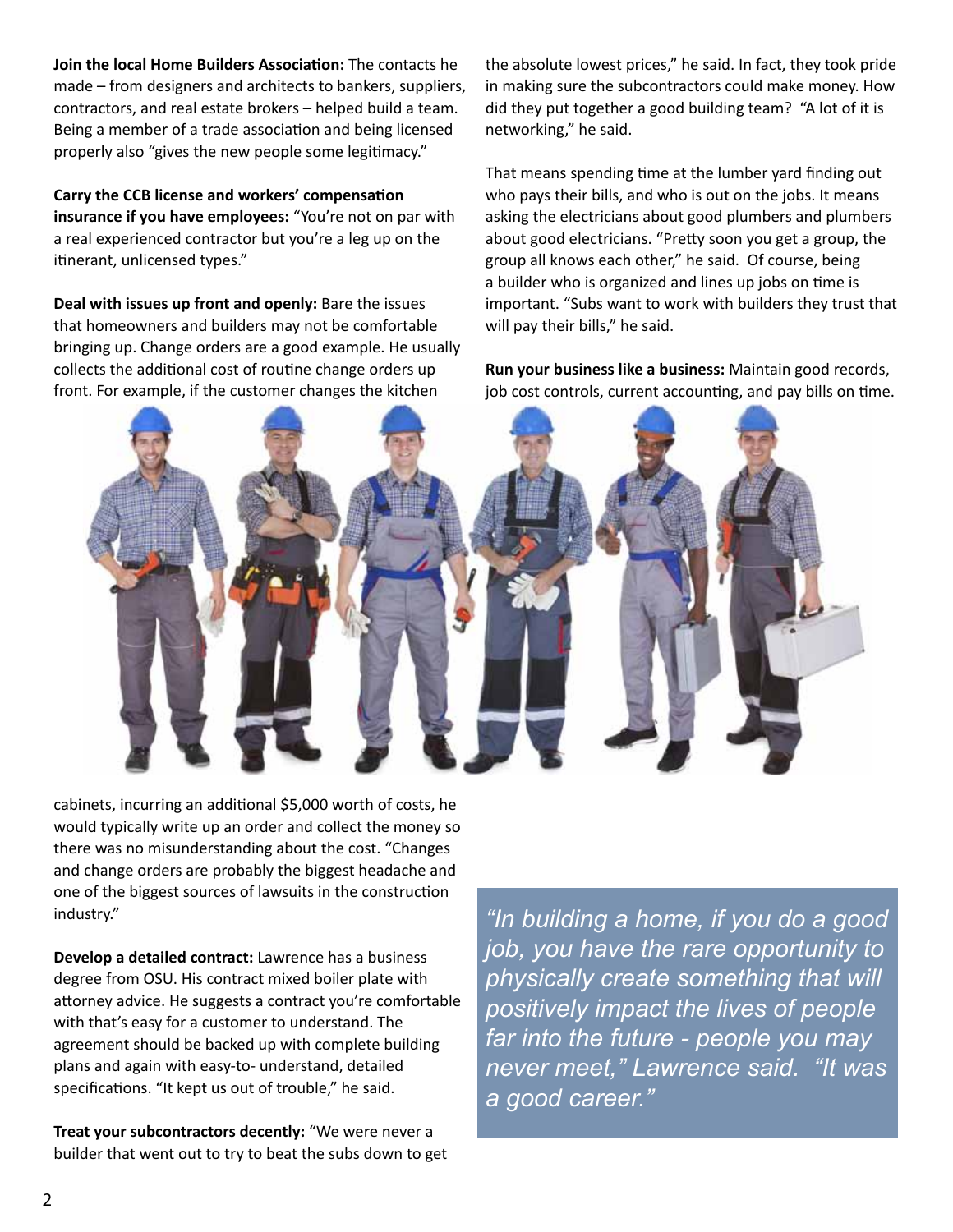**Join the local Home Builders Association:** The contacts he made – from designers and architects to bankers, suppliers, contractors, and real estate brokers – helped build a team. Being a member of a trade association and being licensed properly also "gives the new people some legitimacy."

**Carry the CCB license and workers' compensation insurance if you have employees:** "You're not on par with a real experienced contractor but you're a leg up on the itinerant, unlicensed types."

**Deal with issues up front and openly:** Bare the issues that homeowners and builders may not be comfortable bringing up. Change orders are a good example. He usually collects the additional cost of routine change orders up front. For example, if the customer changes the kitchen cabinets, incurring an additional $5,000 worth of costs, he would typically write up an order and collect the money so there was no misunderstanding about the cost. "Changes and change orders are probably the biggest headache and one of the biggest sources of lawsuits in the construction industry."

**Develop a detailed contract:** Lawrence has a business degree from OSU. His contract mixed boiler plate with attorney advice. He suggests a contract you're comfortable with that's easy for a customer to understand. The agreement should be backed up with complete building plans and again with easy-to- understand, detailed specifications. "It kept us out of trouble," he said.

**Treat your subcontractors decently:** "We were never a builder that went out to try to beat the subs down to get the absolute lowest prices," he said. In fact, they took pride in making sure the subcontractors could make money. How did they put together a good building team? "A lot of it is networking," he said.

That means spending time at the lumber yard finding out who pays their bills, and who is out on the jobs. It means asking the electricians about good plumbers and plumbers about good electricians. "Pretty soon you get a group, the group all knows each other," he said. Of course, being a builder who is organized and lines up jobs on time is important. "Subs want to work with builders they trust that will pay their bills," he said.

**Run your business like a business:** Maintain good records, job cost controls, current accounting, and pay bills on time.

*"In building a home, if you do a good job, you have the rare opportunity to physically create something that will positively impact the lives of people far into the future - people you may never meet," Lawrence said. "It was a good career."*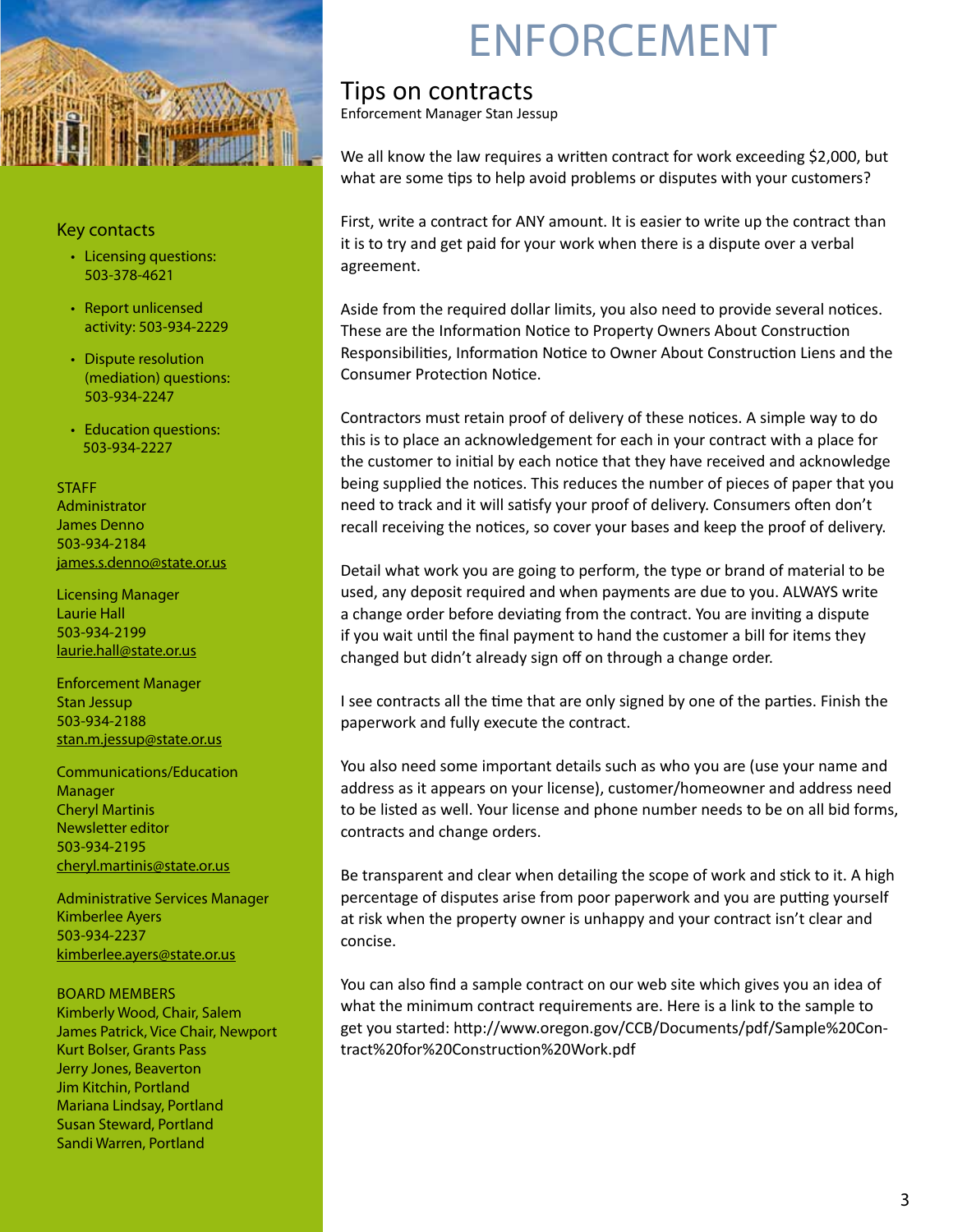# ENFORCEMENT

## Tips on contracts

Enforcement Manager Stan Jessup

We all know the law requires a written contract for work exceeding $2,000, but what are some tips to help avoid problems or disputes with your customers?

First, write a contract for ANY amount. It is easier to write up the contract than it is to try and get paid for your work when there is a dispute over a verbal agreement.

Aside from the required dollar limits, you also need to provide several notices. These are the Information Notice to Property Owners About Construction Responsibilities, Information Notice to Owner About Construction Liens and the Consumer Protection Notice.

Contractors must retain proof of delivery of these notices. A simple way to do this is to place an acknowledgement for each in your contract with a place for the customer to initial by each notice that they have received and acknowledge being supplied the notices. This reduces the number of pieces of paper that you need to track and it will satisfy your proof of delivery. Consumers often don't recall receiving the notices, so cover your bases and keep the proof of delivery.

Detail what work you are going to perform, the type or brand of material to be used, any deposit required and when payments are due to you. ALWAYS write a change order before deviating from the contract. You are inviting a dispute if you wait until the final payment to hand the customer a bill for items they changed but didn't already sign off on through a change order.

I see contracts all the time that are only signed by one of the parties. Finish the paperwork and fully execute the contract.

You also need some important details such as who you are (use your name and address as it appears on your license), customer/homeowner and address need to be listed as well. Your license and phone number needs to be on all bid forms, contracts and change orders.

Be transparent and clear when detailing the scope of work and stick to it. A high percentage of disputes arise from poor paperwork and you are putting yourself at risk when the property owner is unhappy and your contract isn't clear and concise.

You can also find a sample contract on our web site which gives you an idea of what the minimum contract requirements are. Here is a link to the sample to get you started: http://www.oregon.gov/CCB/Documents/pdf/Sample%20Contract%20for%20Construction%20Work.pdf

### Key contacts

- Licensing questions: 503-378-4621
- Report unlicensed activity: 503-934-2229
- Dispute resolution (mediation) questions: 503-934-2247
- Education questions: 503-934-2227

**STAFF**

Administrator
James Denno
503-934-2184
james.s.denno@state.or.us

Licensing Manager
Laurie Hall
503-934-2199
laurie.hall@state.or.us

Enforcement Manager
Stan Jessup
503-934-2188
stan.m.jessup@state.or.us

Communications/Education Manager
Cheryl Martinis
Newsletter editor
503-934-2195
cheryl.martinis@state.or.us

Administrative Services Manager
Kimberlee Ayers
503-934-2237
kimberlee.ayers@state.or.us

**BOARD MEMBERS**

Kimberly Wood, Chair, Salem
James Patrick, Vice Chair, Newport
Kurt Bolser, Grants Pass
Jerry Jones, Beaverton
Jim Kitchin, Portland
Mariana Lindsay, Portland
Susan Steward, Portland
Sandi Warren, Portland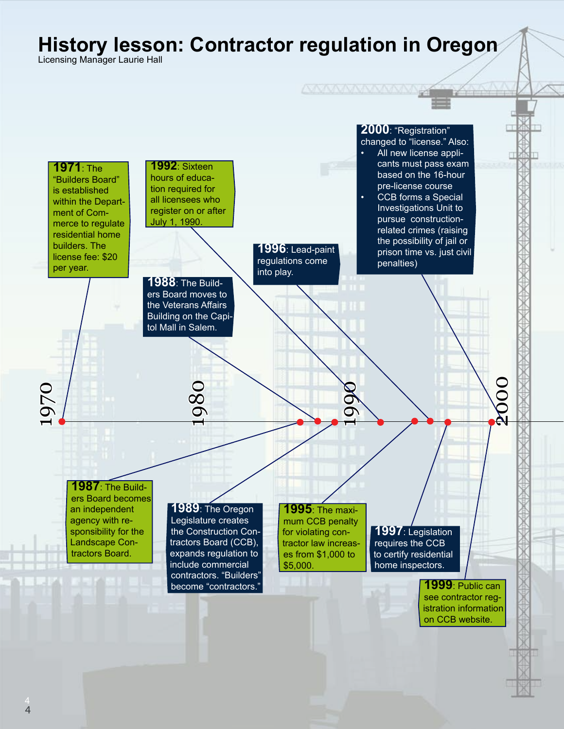# History lesson: Contractor regulation in Oregon

Licensing Manager Laurie Hall

**1971**: The "Builders Board" is established within the Department of Commerce to regulate residential home builders. The license fee: $20 per year.

**1987**: The Builders Board becomes an independent agency with responsibility for the Landscape Contractors Board.

**1988**: The Builders Board moves to the Veterans Affairs Building on the Capitol Mall in Salem.

**1989**: The Oregon Legislature creates the Construction Contractors Board (CCB), expands regulation to include commercial contractors. "Builders" become "contractors."

**1992**: Sixteen hours of education required for all licensees who register on or after July 1, 1990.

**1995**: The maximum CCB penalty for violating contractor law increases from $1,000 to $5,000.

**1996**: Lead-paint regulations come into play.

**1997**: Legislation requires the CCB to certify residential home inspectors.

**1999**: Public can see contractor registration information on CCB website.

**2000**: "Registration" changed to "license." Also:

- All new license applicants must pass exam based on the 16-hour pre-license course
- CCB forms a Special Investigations Unit to pursue construction-related crimes (raising the possibility of jail or prison time vs. just civil penalties)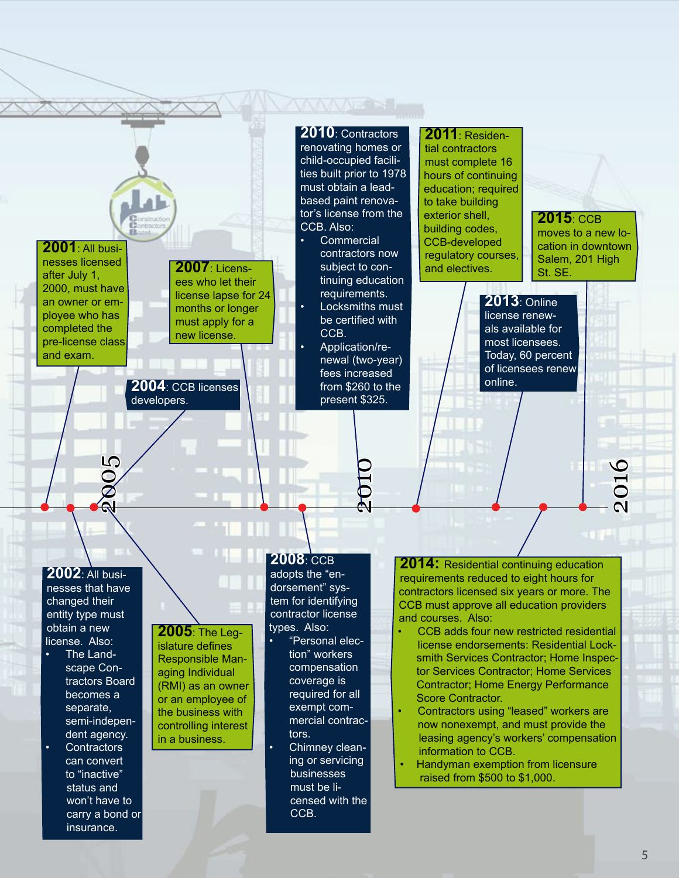**2001**: All businesses licensed after July 1, 2000, must have an owner or employee who has completed the pre-license class and exam.

**2002**: All businesses that have changed their entity type must obtain a new license. Also:

- The Landscape Contractors Board becomes a separate, semi-independent agency.
- Contractors can convert to "inactive" status and won't have to carry a bond or insurance.

**2004**: CCB licenses developers.

**2005**: The Legislature defines Responsible Managing Individual (RMI) as an owner or an employee of the business with controlling interest in a business.

**2007**: Licensees who let their license lapse for 24 months or longer must apply for a new license.

**2008**: CCB adopts the "endorsement" system for identifying contractor license types. Also:

- "Personal election" workers compensation coverage is required for all exempt commercial contractors.
- Chimney cleaning or servicing businesses must be licensed with the CCB.

**2010**: Contractors renovating homes or child-occupied facilities built prior to 1978 must obtain a lead-based paint renovator's license from the CCB. Also:

- Commercial contractors now subject to continuing education requirements.
- Locksmiths must be certified with CCB.
- Application/renewal (two-year) fees increased from $260 to the present $325.

**2011**: Residential contractors must complete 16 hours of continuing education; required to take building exterior shell, building codes, CCB-developed regulatory courses, and electives.

**2013**: Online license renewals available for most licensees. Today, 60 percent of licensees renew online.

**2014:** Residential continuing education requirements reduced to eight hours for contractors licensed six years or more. The CCB must approve all education providers and courses. Also:

- CCB adds four new restricted residential license endorsements: Residential Locksmith Services Contractor; Home Inspector Services Contractor; Home Services Contractor; Home Energy Performance Score Contractor.
- Contractors using "leased" workers are now nonexempt, and must provide the leasing agency's workers' compensation information to CCB.
- Handyman exemption from licensure raised from $500 to $1,000.

**2015**: CCB moves to a new location in downtown Salem, 201 High St. SE.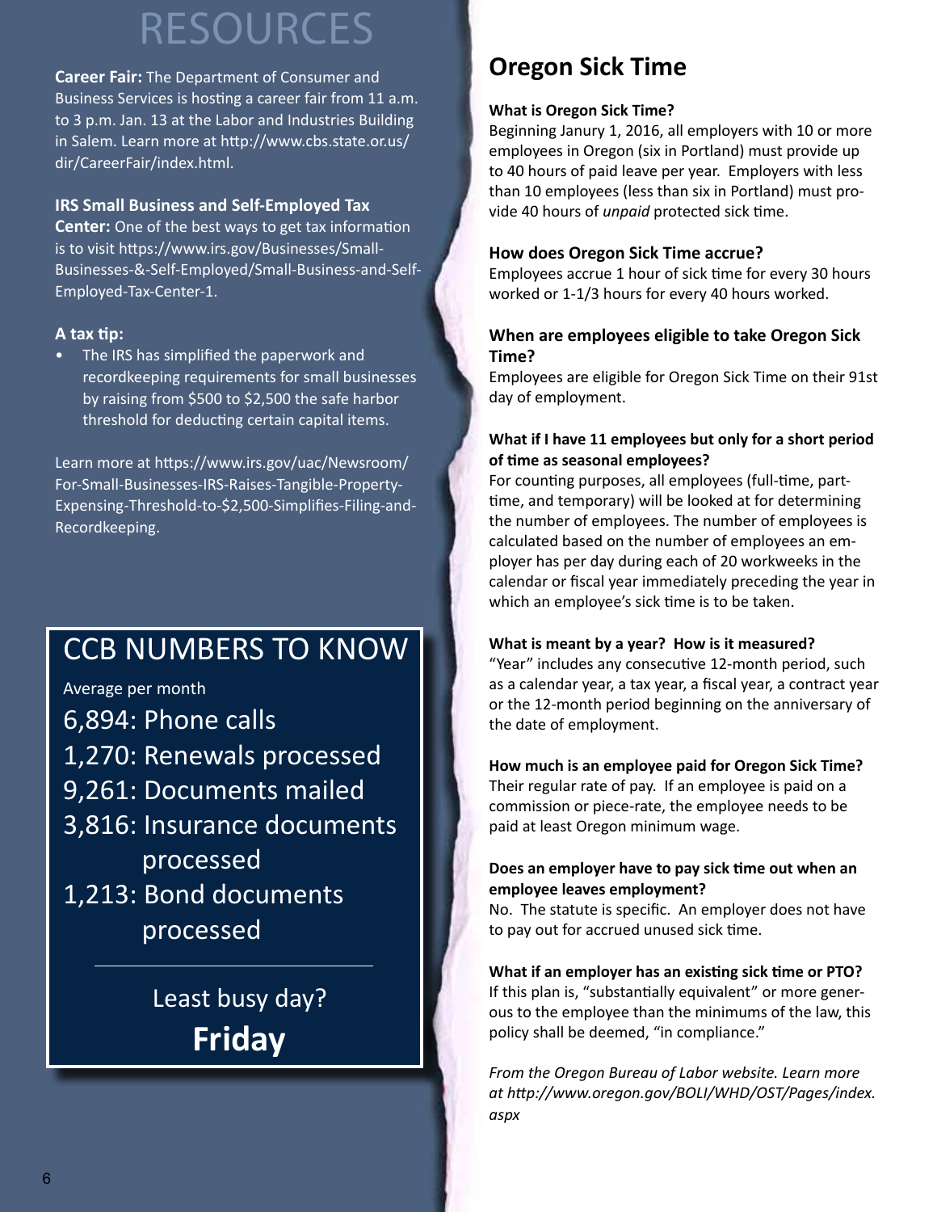# RESOURCES

**Career Fair:** The Department of Consumer and Business Services is hosting a career fair from 11 a.m. to 3 p.m. Jan. 13 at the Labor and Industries Building in Salem. Learn more at http://www.cbs.state.or.us/dir/CareerFair/index.html.

**IRS Small Business and Self-Employed Tax Center:** One of the best ways to get tax information is to visit https://www.irs.gov/Businesses/Small-Businesses-&-Self-Employed/Small-Business-and-Self-Employed-Tax-Center-1.

**A tax tip:**

- The IRS has simplified the paperwork and recordkeeping requirements for small businesses by raising from $500 to $2,500 the safe harbor threshold for deducting certain capital items.

Learn more at https://www.irs.gov/uac/Newsroom/For-Small-Businesses-IRS-Raises-Tangible-Property-Expensing-Threshold-to-$2,500-Simplifies-Filing-and-Recordkeeping.

## CCB NUMBERS TO KNOW

Average per month

6,894: Phone calls

1,270: Renewals processed

9,261: Documents mailed

3,816: Insurance documents processed

1,213: Bond documents processed

Least busy day?

**Friday**

## Oregon Sick Time

**What is Oregon Sick Time?**

Beginning Janury 1, 2016, all employers with 10 or more employees in Oregon (six in Portland) must provide up to 40 hours of paid leave per year. Employers with less than 10 employees (less than six in Portland) must provide 40 hours of *unpaid* protected sick time.

**How does Oregon Sick Time accrue?**

Employees accrue 1 hour of sick time for every 30 hours worked or 1-1/3 hours for every 40 hours worked.

**When are employees eligible to take Oregon Sick Time?**

Employees are eligible for Oregon Sick Time on their 91st day of employment.

**What if I have 11 employees but only for a short period of time as seasonal employees?**

For counting purposes, all employees (full-time, part-time, and temporary) will be looked at for determining the number of employees. The number of employees is calculated based on the number of employees an employer has per day during each of 20 workweeks in the calendar or fiscal year immediately preceding the year in which an employee's sick time is to be taken.

**What is meant by a year? How is it measured?**

"Year" includes any consecutive 12-month period, such as a calendar year, a tax year, a fiscal year, a contract year or the 12-month period beginning on the anniversary of the date of employment.

**How much is an employee paid for Oregon Sick Time?**

Their regular rate of pay. If an employee is paid on a commission or piece-rate, the employee needs to be paid at least Oregon minimum wage.

**Does an employer have to pay sick time out when an employee leaves employment?**

No. The statute is specific. An employer does not have to pay out for accrued unused sick time.

**What if an employer has an existing sick time or PTO?**

If this plan is, "substantially equivalent" or more generous to the employee than the minimums of the law, this policy shall be deemed, "in compliance."

*From the Oregon Bureau of Labor website. Learn more at http://www.oregon.gov/BOLI/WHD/OST/Pages/index.aspx*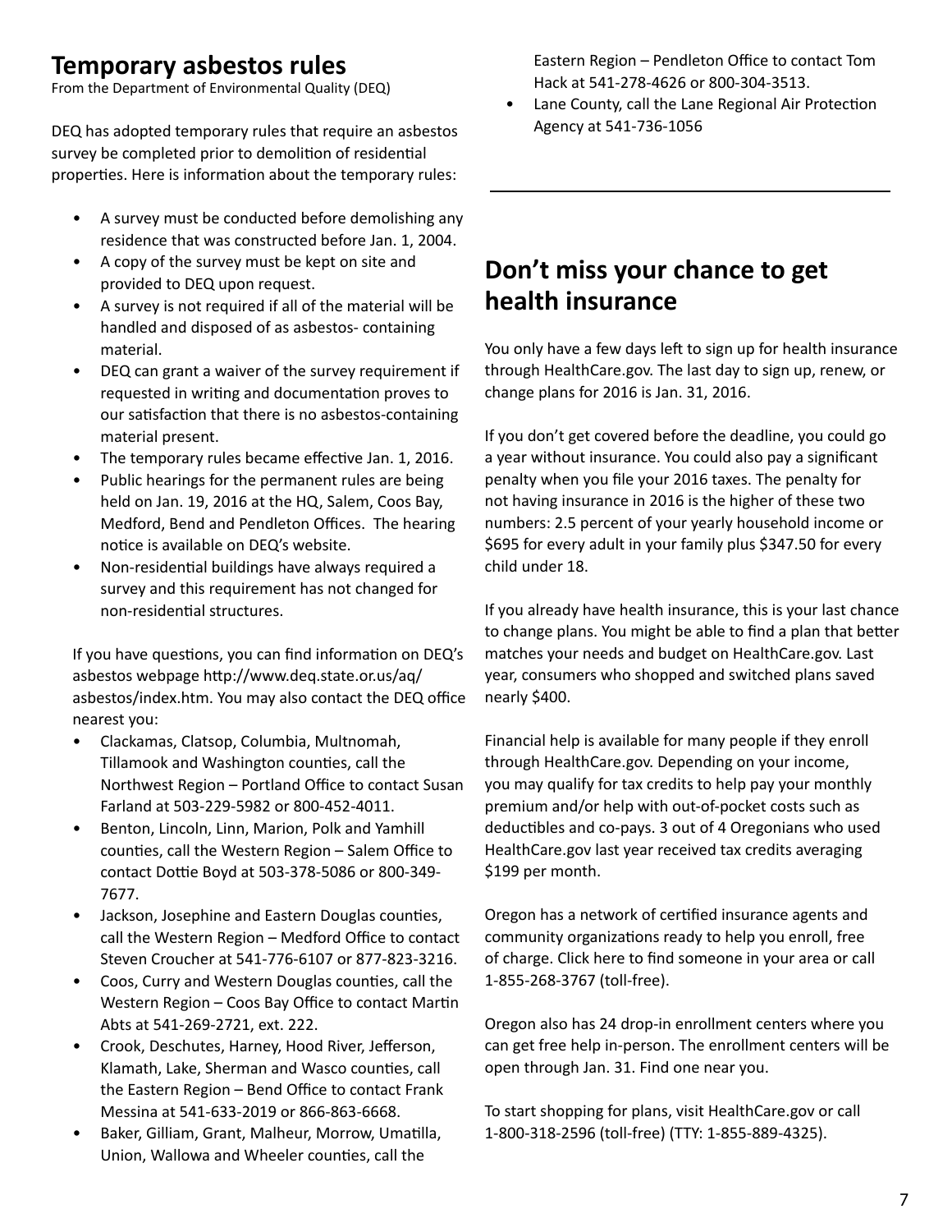## Temporary asbestos rules

From the Department of Environmental Quality (DEQ)

DEQ has adopted temporary rules that require an asbestos survey be completed prior to demolition of residential properties. Here is information about the temporary rules:

- A survey must be conducted before demolishing any residence that was constructed before Jan. 1, 2004.
- A copy of the survey must be kept on site and provided to DEQ upon request.
- A survey is not required if all of the material will be handled and disposed of as asbestos- containing material.
- DEQ can grant a waiver of the survey requirement if requested in writing and documentation proves to our satisfaction that there is no asbestos-containing material present.
- The temporary rules became effective Jan. 1, 2016.
- Public hearings for the permanent rules are being held on Jan. 19, 2016 at the HQ, Salem, Coos Bay, Medford, Bend and Pendleton Offices. The hearing notice is available on DEQ's website.
- Non-residential buildings have always required a survey and this requirement has not changed for non-residential structures.

If you have questions, you can find information on DEQ's asbestos webpage http://www.deq.state.or.us/aq/asbestos/index.htm. You may also contact the DEQ office nearest you:

- Clackamas, Clatsop, Columbia, Multnomah, Tillamook and Washington counties, call the Northwest Region – Portland Office to contact Susan Farland at 503-229-5982 or 800-452-4011.
- Benton, Lincoln, Linn, Marion, Polk and Yamhill counties, call the Western Region – Salem Office to contact Dottie Boyd at 503-378-5086 or 800-349-7677.
- Jackson, Josephine and Eastern Douglas counties, call the Western Region – Medford Office to contact Steven Croucher at 541-776-6107 or 877-823-3216.
- Coos, Curry and Western Douglas counties, call the Western Region – Coos Bay Office to contact Martin Abts at 541-269-2721, ext. 222.
- Crook, Deschutes, Harney, Hood River, Jefferson, Klamath, Lake, Sherman and Wasco counties, call the Eastern Region – Bend Office to contact Frank Messina at 541-633-2019 or 866-863-6668.
- Baker, Gilliam, Grant, Malheur, Morrow, Umatilla, Union, Wallowa and Wheeler counties, call the Eastern Region – Pendleton Office to contact Tom Hack at 541-278-4626 or 800-304-3513.
- Lane County, call the Lane Regional Air Protection Agency at 541-736-1056

---

## Don't miss your chance to get health insurance

You only have a few days left to sign up for health insurance through HealthCare.gov. The last day to sign up, renew, or change plans for 2016 is Jan. 31, 2016.

If you don't get covered before the deadline, you could go a year without insurance. You could also pay a significant penalty when you file your 2016 taxes. The penalty for not having insurance in 2016 is the higher of these two numbers: 2.5 percent of your yearly household income or $695 for every adult in your family plus $347.50 for every child under 18.

If you already have health insurance, this is your last chance to change plans. You might be able to find a plan that better matches your needs and budget on HealthCare.gov. Last year, consumers who shopped and switched plans saved nearly $400.

Financial help is available for many people if they enroll through HealthCare.gov. Depending on your income, you may qualify for tax credits to help pay your monthly premium and/or help with out-of-pocket costs such as deductibles and co-pays. 3 out of 4 Oregonians who used HealthCare.gov last year received tax credits averaging $199 per month.

Oregon has a network of certified insurance agents and community organizations ready to help you enroll, free of charge. Click here to find someone in your area or call 1-855-268-3767 (toll-free).

Oregon also has 24 drop-in enrollment centers where you can get free help in-person. The enrollment centers will be open through Jan. 31. Find one near you.

To start shopping for plans, visit HealthCare.gov or call 1-800-318-2596 (toll-free) (TTY: 1-855-889-4325).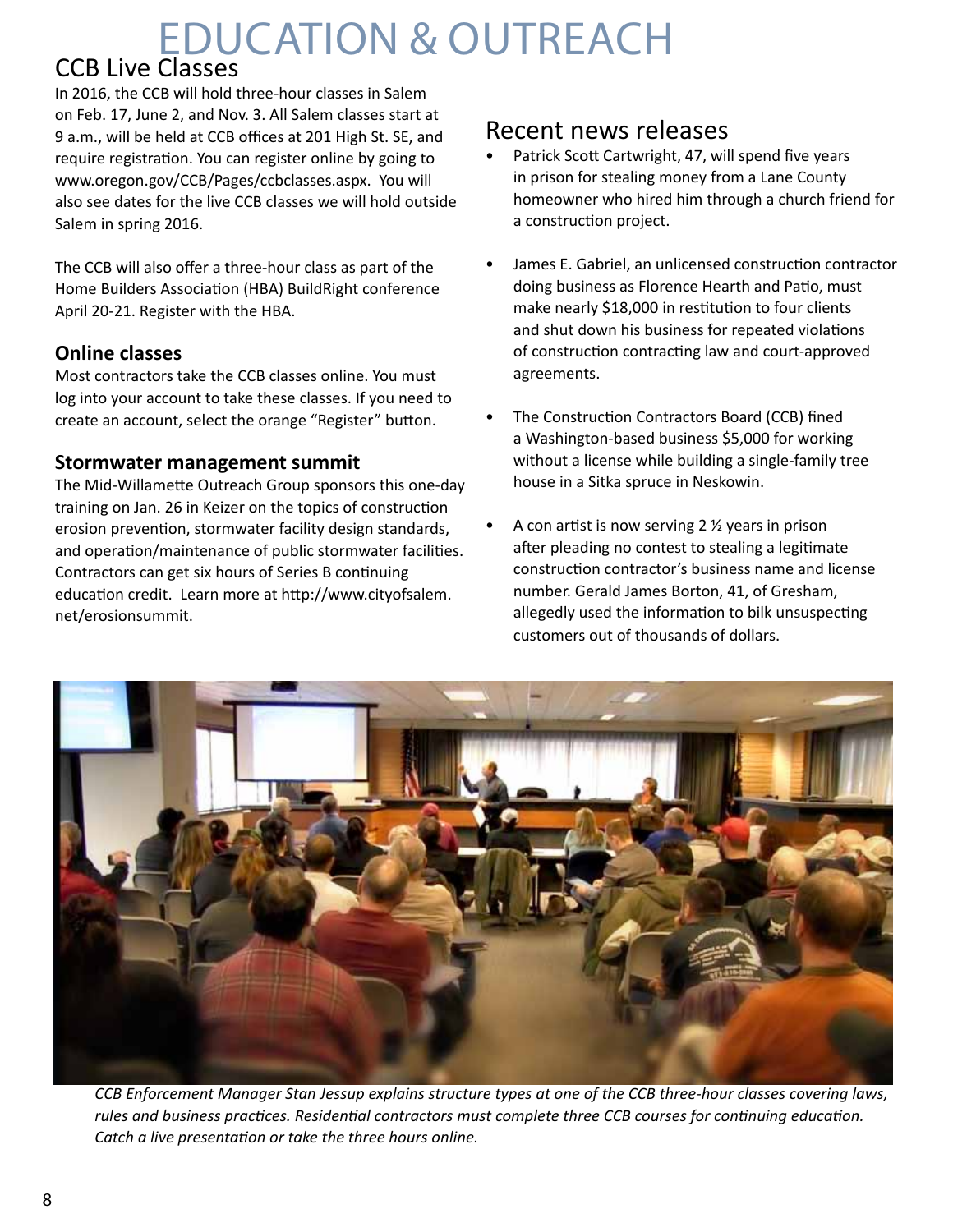# EDUCATION & OUTREACH

## CCB Live Classes

In 2016, the CCB will hold three-hour classes in Salem on Feb. 17, June 2, and Nov. 3. All Salem classes start at 9 a.m., will be held at CCB offices at 201 High St. SE, and require registration. You can register online by going to www.oregon.gov/CCB/Pages/ccbclasses.aspx. You will also see dates for the live CCB classes we will hold outside Salem in spring 2016.

The CCB will also offer a three-hour class as part of the Home Builders Association (HBA) BuildRight conference April 20-21. Register with the HBA.

### Online classes

Most contractors take the CCB classes online. You must log into your account to take these classes. If you need to create an account, select the orange "Register" button.

### Stormwater management summit

The Mid-Willamette Outreach Group sponsors this one-day training on Jan. 26 in Keizer on the topics of construction erosion prevention, stormwater facility design standards, and operation/maintenance of public stormwater facilities. Contractors can get six hours of Series B continuing education credit. Learn more at http://www.cityofsalem.net/erosionsummit.

## Recent news releases

- Patrick Scott Cartwright, 47, will spend five years in prison for stealing money from a Lane County homeowner who hired him through a church friend for a construction project.
- James E. Gabriel, an unlicensed construction contractor doing business as Florence Hearth and Patio, must make nearly $18,000 in restitution to four clients and shut down his business for repeated violations of construction contracting law and court-approved agreements.
- The Construction Contractors Board (CCB) fined a Washington-based business $5,000 for working without a license while building a single-family tree house in a Sitka spruce in Neskowin.
- A con artist is now serving 2 ½ years in prison after pleading no contest to stealing a legitimate construction contractor's business name and license number. Gerald James Borton, 41, of Gresham, allegedly used the information to bilk unsuspecting customers out of thousands of dollars.

*CCB Enforcement Manager Stan Jessup explains structure types at one of the CCB three-hour classes covering laws, rules and business practices. Residential contractors must complete three CCB courses for continuing education. Catch a live presentation or take the three hours online.*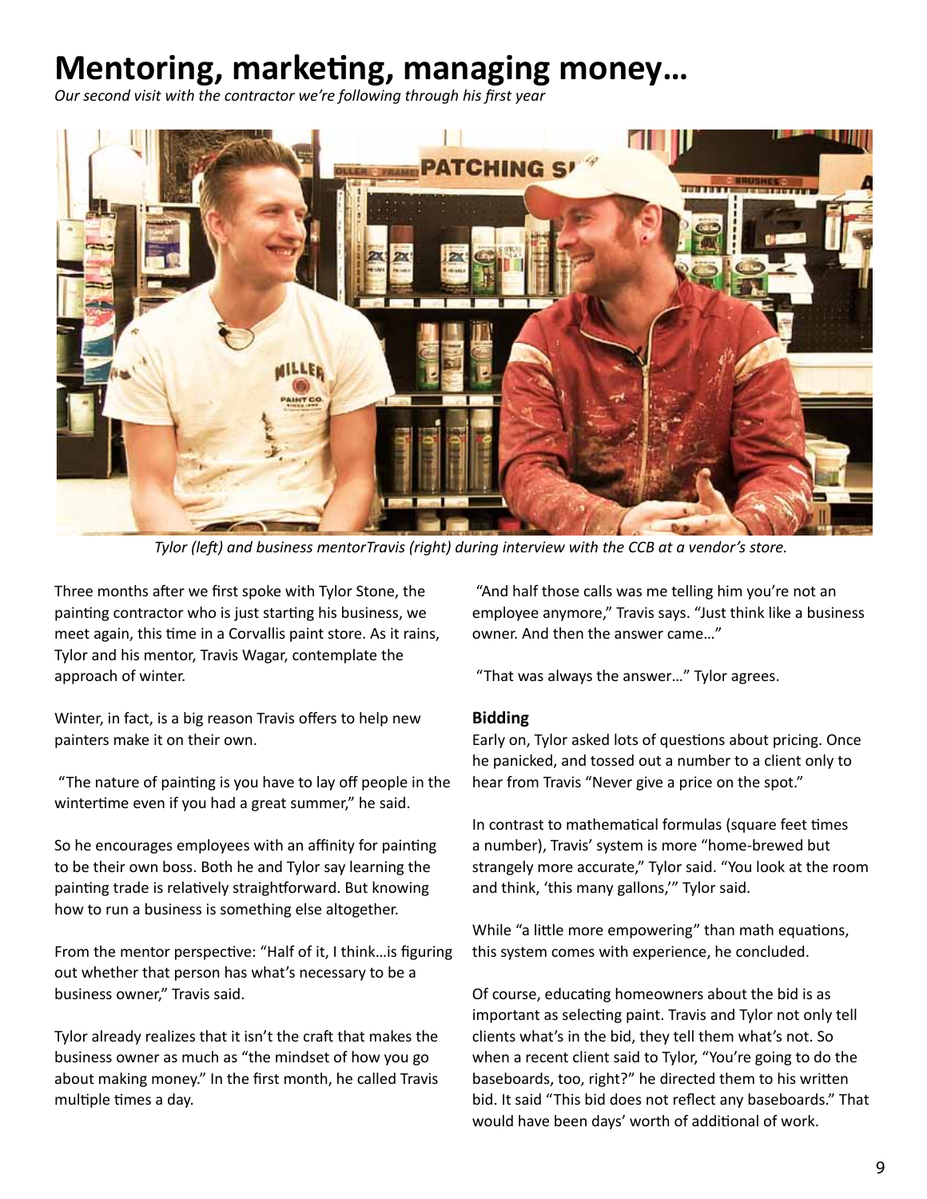# Mentoring, marketing, managing money…

*Our second visit with the contractor we're following through his first year*

*Tylor (left) and business mentorTravis (right) during interview with the CCB at a vendor's store.*

Three months after we first spoke with Tylor Stone, the painting contractor who is just starting his business, we meet again, this time in a Corvallis paint store. As it rains, Tylor and his mentor, Travis Wagar, contemplate the approach of winter.

Winter, in fact, is a big reason Travis offers to help new painters make it on their own.

"The nature of painting is you have to lay off people in the wintertime even if you had a great summer," he said.

So he encourages employees with an affinity for painting to be their own boss. Both he and Tylor say learning the painting trade is relatively straightforward. But knowing how to run a business is something else altogether.

From the mentor perspective: "Half of it, I think…is figuring out whether that person has what's necessary to be a business owner," Travis said.

Tylor already realizes that it isn't the craft that makes the business owner as much as "the mindset of how you go about making money." In the first month, he called Travis multiple times a day.

"And half those calls was me telling him you're not an employee anymore," Travis says. "Just think like a business owner. And then the answer came…"

"That was always the answer…" Tylor agrees.

**Bidding**

Early on, Tylor asked lots of questions about pricing. Once he panicked, and tossed out a number to a client only to hear from Travis "Never give a price on the spot."

In contrast to mathematical formulas (square feet times a number), Travis' system is more "home-brewed but strangely more accurate," Tylor said. "You look at the room and think, 'this many gallons,'" Tylor said.

While "a little more empowering" than math equations, this system comes with experience, he concluded.

Of course, educating homeowners about the bid is as important as selecting paint. Travis and Tylor not only tell clients what's in the bid, they tell them what's not. So when a recent client said to Tylor, "You're going to do the baseboards, too, right?" he directed them to his written bid. It said "This bid does not reflect any baseboards." That would have been days' worth of additional work.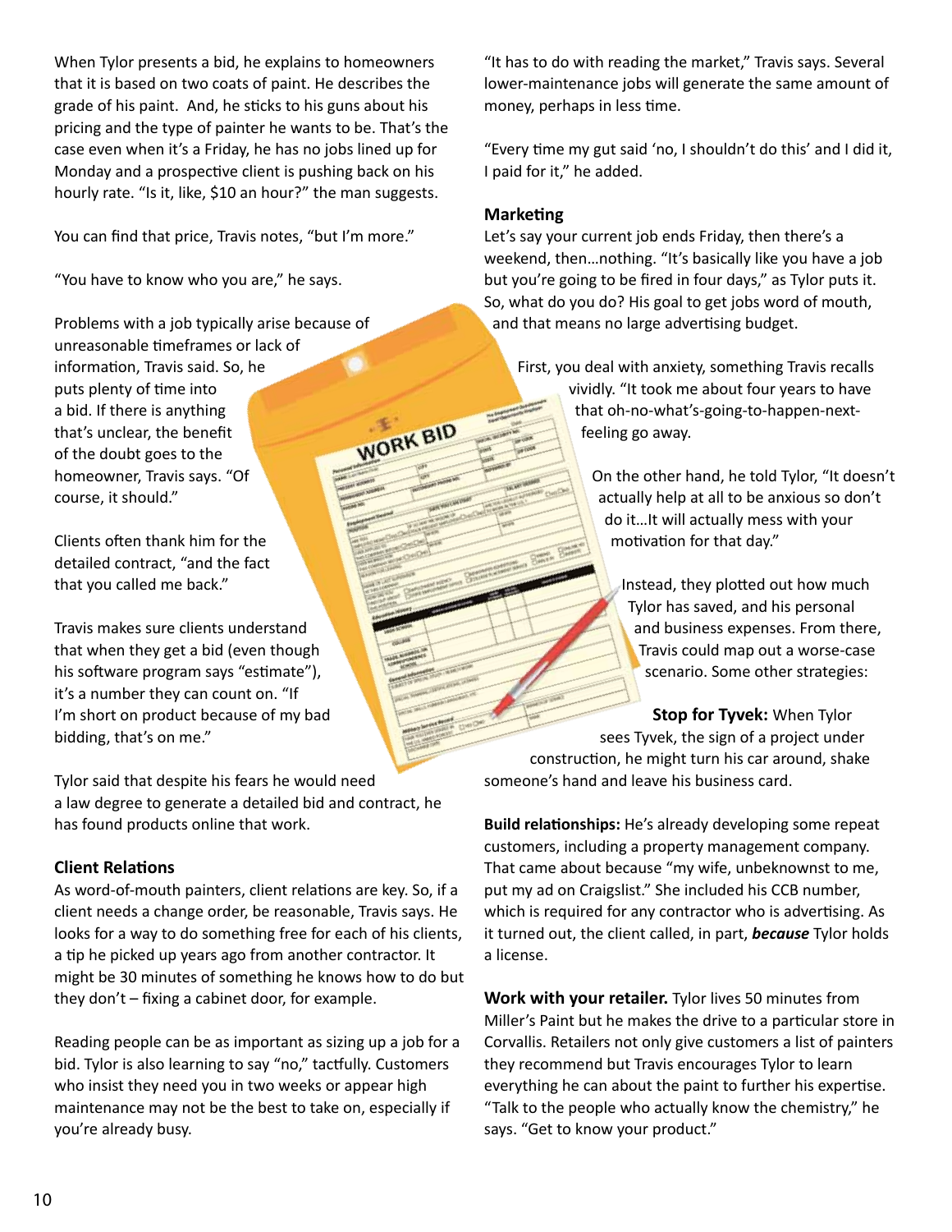When Tylor presents a bid, he explains to homeowners that it is based on two coats of paint. He describes the grade of his paint. And, he sticks to his guns about his pricing and the type of painter he wants to be. That's the case even when it's a Friday, he has no jobs lined up for Monday and a prospective client is pushing back on his hourly rate. "Is it, like, $10 an hour?" the man suggests.

You can find that price, Travis notes, "but I'm more."

"You have to know who you are," he says.

Problems with a job typically arise because of unreasonable timeframes or lack of information, Travis said. So, he puts plenty of time into a bid. If there is anything that's unclear, the benefit of the doubt goes to the homeowner, Travis says. "Of course, it should."

Clients often thank him for the detailed contract, "and the fact that you called me back."

Travis makes sure clients understand that when they get a bid (even though his software program says "estimate"), it's a number they can count on. "If I'm short on product because of my bad bidding, that's on me."

Tylor said that despite his fears he would need a law degree to generate a detailed bid and contract, he has found products online that work.

## Client Relations

As word-of-mouth painters, client relations are key. So, if a client needs a change order, be reasonable, Travis says. He looks for a way to do something free for each of his clients, a tip he picked up years ago from another contractor. It might be 30 minutes of something he knows how to do but they don't – fixing a cabinet door, for example.

Reading people can be as important as sizing up a job for a bid. Tylor is also learning to say "no," tactfully. Customers who insist they need you in two weeks or appear high maintenance may not be the best to take on, especially if you're already busy.

"It has to do with reading the market," Travis says. Several lower-maintenance jobs will generate the same amount of money, perhaps in less time.

"Every time my gut said 'no, I shouldn't do this' and I did it, I paid for it," he added.

## Marketing

Let's say your current job ends Friday, then there's a weekend, then…nothing. "It's basically like you have a job but you're going to be fired in four days," as Tylor puts it. So, what do you do? His goal to get jobs word of mouth, and that means no large advertising budget.

First, you deal with anxiety, something Travis recalls vividly. "It took me about four years to have that oh-no-what's-going-to-happen-next-feeling go away.

On the other hand, he told Tylor, "It doesn't actually help at all to be anxious so don't do it…It will actually mess with your motivation for that day."

Instead, they plotted out how much Tylor has saved, and his personal and business expenses. From there, Travis could map out a worse-case scenario. Some other strategies:

**Stop for Tyvek:** When Tylor sees Tyvek, the sign of a project under construction, he might turn his car around, shake someone's hand and leave his business card.

**Build relationships:** He's already developing some repeat customers, including a property management company. That came about because "my wife, unbeknownst to me, put my ad on Craigslist." She included his CCB number, which is required for any contractor who is advertising. As it turned out, the client called, in part, ***because*** Tylor holds a license.

**Work with your retailer.** Tylor lives 50 minutes from Miller's Paint but he makes the drive to a particular store in Corvallis. Retailers not only give customers a list of painters they recommend but Travis encourages Tylor to learn everything he can about the paint to further his expertise. "Talk to the people who actually know the chemistry," he says. "Get to know your product."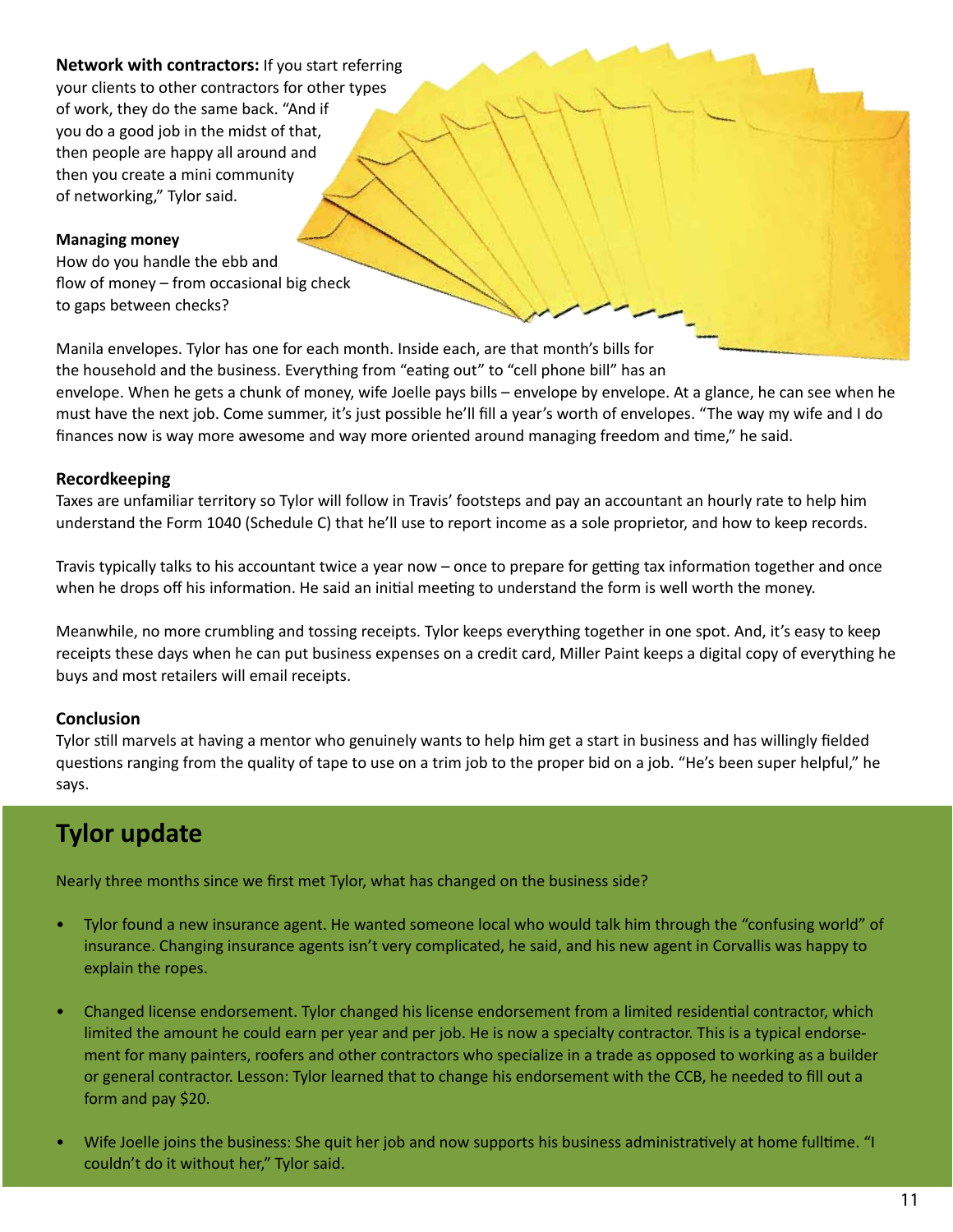**Network with contractors:** If you start referring your clients to other contractors for other types of work, they do the same back. “And if you do a good job in the midst of that, then people are happy all around and then you create a mini community of networking,” Tylor said.

### Managing money

How do you handle the ebb and flow of money – from occasional big check to gaps between checks?

Manila envelopes. Tylor has one for each month. Inside each, are that month’s bills for the household and the business. Everything from “eating out” to “cell phone bill” has an envelope. When he gets a chunk of money, wife Joelle pays bills – envelope by envelope. At a glance, he can see when he must have the next job. Come summer, it’s just possible he’ll fill a year’s worth of envelopes. “The way my wife and I do finances now is way more awesome and way more oriented around managing freedom and time,” he said.

### Recordkeeping

Taxes are unfamiliar territory so Tylor will follow in Travis’ footsteps and pay an accountant an hourly rate to help him understand the Form 1040 (Schedule C) that he’ll use to report income as a sole proprietor, and how to keep records.

Travis typically talks to his accountant twice a year now – once to prepare for getting tax information together and once when he drops off his information. He said an initial meeting to understand the form is well worth the money.

Meanwhile, no more crumbling and tossing receipts. Tylor keeps everything together in one spot. And, it’s easy to keep receipts these days when he can put business expenses on a credit card, Miller Paint keeps a digital copy of everything he buys and most retailers will email receipts.

### Conclusion

Tylor still marvels at having a mentor who genuinely wants to help him get a start in business and has willingly fielded questions ranging from the quality of tape to use on a trim job to the proper bid on a job. “He’s been super helpful,” he says.

## Tylor update

Nearly three months since we first met Tylor, what has changed on the business side?

- Tylor found a new insurance agent. He wanted someone local who would talk him through the “confusing world” of insurance. Changing insurance agents isn’t very complicated, he said, and his new agent in Corvallis was happy to explain the ropes.

- Changed license endorsement. Tylor changed his license endorsement from a limited residential contractor, which limited the amount he could earn per year and per job. He is now a specialty contractor. This is a typical endorsement for many painters, roofers and other contractors who specialize in a trade as opposed to working as a builder or general contractor. Lesson: Tylor learned that to change his endorsement with the CCB, he needed to fill out a form and pay $20.

- Wife Joelle joins the business: She quit her job and now supports his business administratively at home fulltime. “I couldn’t do it without her,” Tylor said.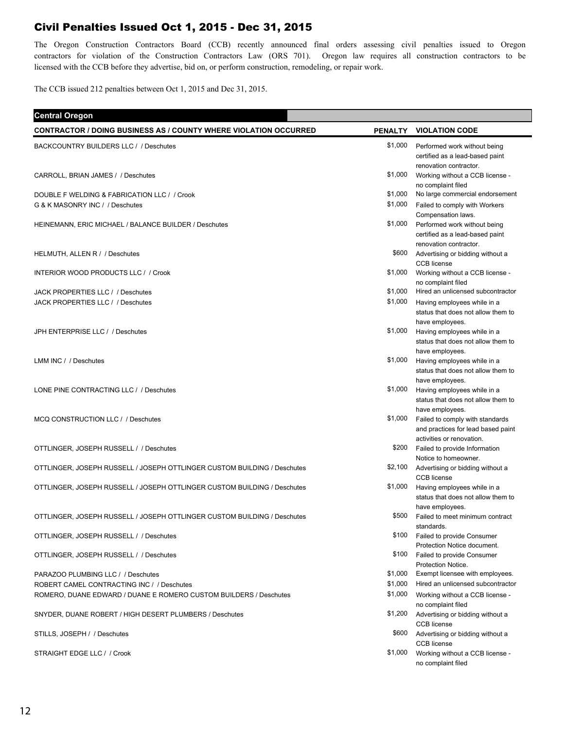## Civil Penalties Issued Oct 1, 2015 - Dec 31, 2015

The Oregon Construction Contractors Board (CCB) recently announced final orders assessing civil penalties issued to Oregon contractors for violation of the Construction Contractors Law (ORS 701). Oregon law requires all construction contractors to be licensed with the CCB before they advertise, bid on, or perform construction, remodeling, or repair work.

The CCB issued 212 penalties between Oct 1, 2015 and Dec 31, 2015.

### Central Oregon

| CONTRACTOR / DOING BUSINESS AS / COUNTY WHERE VIOLATION OCCURRED | PENALTY | VIOLATION CODE |
|---|---|---|
| BACKCOUNTRY BUILDERS LLC / / Deschutes | $1,000 | Performed work without being certified as a lead-based paint renovation contractor. |
| CARROLL, BRIAN JAMES / / Deschutes | $1,000 | Working without a CCB license - no complaint filed |
| DOUBLE F WELDING & FABRICATION LLC / / Crook | $1,000 | No large commercial endorsement |
| G & K MASONRY INC / / Deschutes | $1,000 | Failed to comply with Workers Compensation laws. |
| HEINEMANN, ERIC MICHAEL / BALANCE BUILDER / Deschutes | $1,000 | Performed work without being certified as a lead-based paint renovation contractor. |
| HELMUTH, ALLEN R / / Deschutes | $600 | Advertising or bidding without a CCB license |
| INTERIOR WOOD PRODUCTS LLC / / Crook | $1,000 | Working without a CCB license - no complaint filed |
| JACK PROPERTIES LLC / / Deschutes | $1,000 | Hired an unlicensed subcontractor |
| JACK PROPERTIES LLC / / Deschutes | $1,000 | Having employees while in a status that does not allow them to have employees. |
| JPH ENTERPRISE LLC / / Deschutes | $1,000 | Having employees while in a status that does not allow them to have employees. |
| LMM INC / / Deschutes | $1,000 | Having employees while in a status that does not allow them to have employees. |
| LONE PINE CONTRACTING LLC / / Deschutes | $1,000 | Having employees while in a status that does not allow them to have employees. |
| MCQ CONSTRUCTION LLC / / Deschutes | $1,000 | Failed to comply with standards and practices for lead based paint activities or renovation. |
| OTTLINGER, JOSEPH RUSSELL / / Deschutes | $200 | Failed to provide Information Notice to homeowner. |
| OTTLINGER, JOSEPH RUSSELL / JOSEPH OTTLINGER CUSTOM BUILDING / Deschutes | $2,100 | Advertising or bidding without a CCB license |
| OTTLINGER, JOSEPH RUSSELL / JOSEPH OTTLINGER CUSTOM BUILDING / Deschutes | $1,000 | Having employees while in a status that does not allow them to have employees. |
| OTTLINGER, JOSEPH RUSSELL / JOSEPH OTTLINGER CUSTOM BUILDING / Deschutes | $500 | Failed to meet minimum contract standards. |
| OTTLINGER, JOSEPH RUSSELL / / Deschutes | $100 | Failed to provide Consumer Protection Notice document. |
| OTTLINGER, JOSEPH RUSSELL / / Deschutes | $100 | Failed to provide Consumer Protection Notice. |
| PARAZOO PLUMBING LLC / / Deschutes | $1,000 | Exempt licensee with employees. |
| ROBERT CAMEL CONTRACTING INC / / Deschutes | $1,000 | Hired an unlicensed subcontractor |
| ROMERO, DUANE EDWARD / DUANE E ROMERO CUSTOM BUILDERS / Deschutes | $1,000 | Working without a CCB license - no complaint filed |
| SNYDER, DUANE ROBERT / HIGH DESERT PLUMBERS / Deschutes | $1,200 | Advertising or bidding without a CCB license |
| STILLS, JOSEPH / / Deschutes | $600 | Advertising or bidding without a CCB license |
| STRAIGHT EDGE LLC / / Crook | $1,000 | Working without a CCB license - no complaint filed |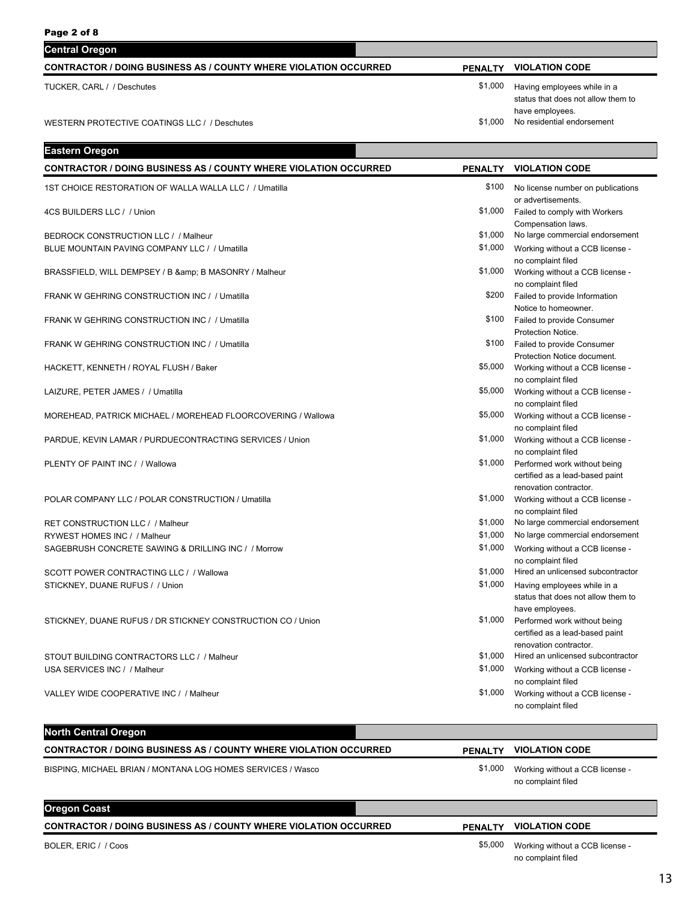## Central Oregon

| CONTRACTOR / DOING BUSINESS AS / COUNTY WHERE VIOLATION OCCURRED | PENALTY | VIOLATION CODE |
|---|---|---|
| TUCKER, CARL / / Deschutes | $1,000 | Having employees while in a status that does not allow them to have employees. |
| WESTERN PROTECTIVE COATINGS LLC / / Deschutes | $1,000 | No residential endorsement |

## Eastern Oregon

| CONTRACTOR / DOING BUSINESS AS / COUNTY WHERE VIOLATION OCCURRED | PENALTY | VIOLATION CODE |
|---|---|---|
| 1ST CHOICE RESTORATION OF WALLA WALLA LLC / / Umatilla | $100 | No license number on publications or advertisements. |
| 4CS BUILDERS LLC / / Union | $1,000 | Failed to comply with Workers Compensation laws. |
| BEDROCK CONSTRUCTION LLC / / Malheur | $1,000 | No large commercial endorsement |
| BLUE MOUNTAIN PAVING COMPANY LLC / / Umatilla | $1,000 | Working without a CCB license - no complaint filed |
| BRASSFIELD, WILL DEMPSEY / B &amp; B MASONRY / Malheur | $1,000 | Working without a CCB license - no complaint filed |
| FRANK W GEHRING CONSTRUCTION INC / / Umatilla | $200 | Failed to provide Information Notice to homeowner. |
| FRANK W GEHRING CONSTRUCTION INC / / Umatilla | $100 | Failed to provide Consumer Protection Notice. |
| FRANK W GEHRING CONSTRUCTION INC / / Umatilla | $100 | Failed to provide Consumer Protection Notice document. |
| HACKETT, KENNETH / ROYAL FLUSH / Baker | $5,000 | Working without a CCB license - no complaint filed |
| LAIZURE, PETER JAMES / / Umatilla | $5,000 | Working without a CCB license - no complaint filed |
| MOREHEAD, PATRICK MICHAEL / MOREHEAD FLOORCOVERING / Wallowa | $5,000 | Working without a CCB license - no complaint filed |
| PARDUE, KEVIN LAMAR / PURDUECONTRACTING SERVICES / Union | $1,000 | Working without a CCB license - no complaint filed |
| PLENTY OF PAINT INC / / Wallowa | $1,000 | Performed work without being certified as a lead-based paint renovation contractor. |
| POLAR COMPANY LLC / POLAR CONSTRUCTION / Umatilla | $1,000 | Working without a CCB license - no complaint filed |
| RET CONSTRUCTION LLC / / Malheur | $1,000 | No large commercial endorsement |
| RYWEST HOMES INC / / Malheur | $1,000 | No large commercial endorsement |
| SAGEBRUSH CONCRETE SAWING & DRILLING INC / / Morrow | $1,000 | Working without a CCB license - no complaint filed |
| SCOTT POWER CONTRACTING LLC / / Wallowa | $1,000 | Hired an unlicensed subcontractor |
| STICKNEY, DUANE RUFUS / / Union | $1,000 | Having employees while in a status that does not allow them to have employees. |
| STICKNEY, DUANE RUFUS / DR STICKNEY CONSTRUCTION CO / Union | $1,000 | Performed work without being certified as a lead-based paint renovation contractor. |
| STOUT BUILDING CONTRACTORS LLC / / Malheur | $1,000 | Hired an unlicensed subcontractor |
| USA SERVICES INC / / Malheur | $1,000 | Working without a CCB license - no complaint filed |
| VALLEY WIDE COOPERATIVE INC / / Malheur | $1,000 | Working without a CCB license - no complaint filed |

## North Central Oregon

| CONTRACTOR / DOING BUSINESS AS / COUNTY WHERE VIOLATION OCCURRED | PENALTY | VIOLATION CODE |
|---|---|---|
| BISPING, MICHAEL BRIAN / MONTANA LOG HOMES SERVICES / Wasco | $1,000 | Working without a CCB license - no complaint filed |

## Oregon Coast

| CONTRACTOR / DOING BUSINESS AS / COUNTY WHERE VIOLATION OCCURRED | PENALTY | VIOLATION CODE |
|---|---|---|
| BOLER, ERIC / / Coos | $5,000 | Working without a CCB license - no complaint filed |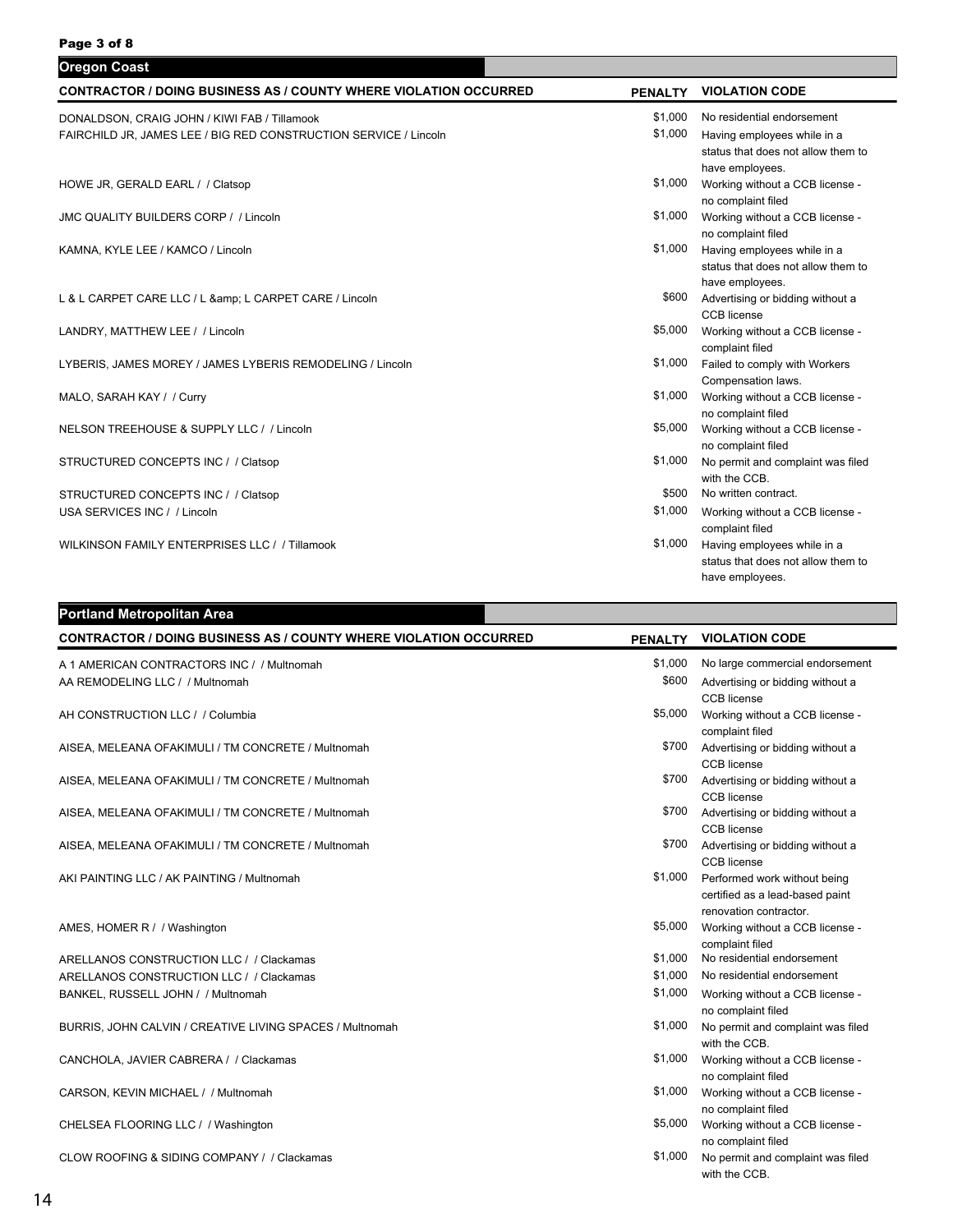## Oregon Coast

| CONTRACTOR / DOING BUSINESS AS / COUNTY WHERE VIOLATION OCCURRED | PENALTY | VIOLATION CODE |
|---|---|---|
| DONALDSON, CRAIG JOHN / KIWI FAB / Tillamook | $1,000 | No residential endorsement |
| FAIRCHILD JR, JAMES LEE / BIG RED CONSTRUCTION SERVICE / Lincoln | $1,000 | Having employees while in a status that does not allow them to have employees. |
| HOWE JR, GERALD EARL / / Clatsop | $1,000 | Working without a CCB license - no complaint filed |
| JMC QUALITY BUILDERS CORP / / Lincoln | $1,000 | Working without a CCB license - no complaint filed |
| KAMNA, KYLE LEE / KAMCO / Lincoln | $1,000 | Having employees while in a status that does not allow them to have employees. |
| L & L CARPET CARE LLC / L &amp; L CARPET CARE / Lincoln | $600 | Advertising or bidding without a CCB license |
| LANDRY, MATTHEW LEE / / Lincoln | $5,000 | Working without a CCB license - complaint filed |
| LYBERIS, JAMES MOREY / JAMES LYBERIS REMODELING / Lincoln | $1,000 | Failed to comply with Workers Compensation laws. |
| MALO, SARAH KAY / / Curry | $1,000 | Working without a CCB license - no complaint filed |
| NELSON TREEHOUSE & SUPPLY LLC / / Lincoln | $5,000 | Working without a CCB license - no complaint filed |
| STRUCTURED CONCEPTS INC / / Clatsop | $1,000 | No permit and complaint was filed with the CCB. |
| STRUCTURED CONCEPTS INC / / Clatsop | $500 | No written contract. |
| USA SERVICES INC / / Lincoln | $1,000 | Working without a CCB license - complaint filed |
| WILKINSON FAMILY ENTERPRISES LLC / / Tillamook | $1,000 | Having employees while in a status that does not allow them to have employees. |

## Portland Metropolitan Area

| CONTRACTOR / DOING BUSINESS AS / COUNTY WHERE VIOLATION OCCURRED | PENALTY | VIOLATION CODE |
|---|---|---|
| A 1 AMERICAN CONTRACTORS INC / / Multnomah | $1,000 | No large commercial endorsement |
| AA REMODELING LLC / / Multnomah | $600 | Advertising or bidding without a CCB license |
| AH CONSTRUCTION LLC / / Columbia | $5,000 | Working without a CCB license - complaint filed |
| AISEA, MELEANA OFAKIMULI / TM CONCRETE / Multnomah | $700 | Advertising or bidding without a CCB license |
| AISEA, MELEANA OFAKIMULI / TM CONCRETE / Multnomah | $700 | Advertising or bidding without a CCB license |
| AISEA, MELEANA OFAKIMULI / TM CONCRETE / Multnomah | $700 | Advertising or bidding without a CCB license |
| AISEA, MELEANA OFAKIMULI / TM CONCRETE / Multnomah | $700 | Advertising or bidding without a CCB license |
| AKI PAINTING LLC / AK PAINTING / Multnomah | $1,000 | Performed work without being certified as a lead-based paint renovation contractor. |
| AMES, HOMER R / / Washington | $5,000 | Working without a CCB license - complaint filed |
| ARELLANOS CONSTRUCTION LLC / / Clackamas | $1,000 | No residential endorsement |
| ARELLANOS CONSTRUCTION LLC / / Clackamas | $1,000 | No residential endorsement |
| BANKEL, RUSSELL JOHN / / Multnomah | $1,000 | Working without a CCB license - no complaint filed |
| BURRIS, JOHN CALVIN / CREATIVE LIVING SPACES / Multnomah | $1,000 | No permit and complaint was filed with the CCB. |
| CANCHOLA, JAVIER CABRERA / / Clackamas | $1,000 | Working without a CCB license - no complaint filed |
| CARSON, KEVIN MICHAEL / / Multnomah | $1,000 | Working without a CCB license - no complaint filed |
| CHELSEA FLOORING LLC / / Washington | $5,000 | Working without a CCB license - no complaint filed |
| CLOW ROOFING & SIDING COMPANY / / Clackamas | $1,000 | No permit and complaint was filed with the CCB. |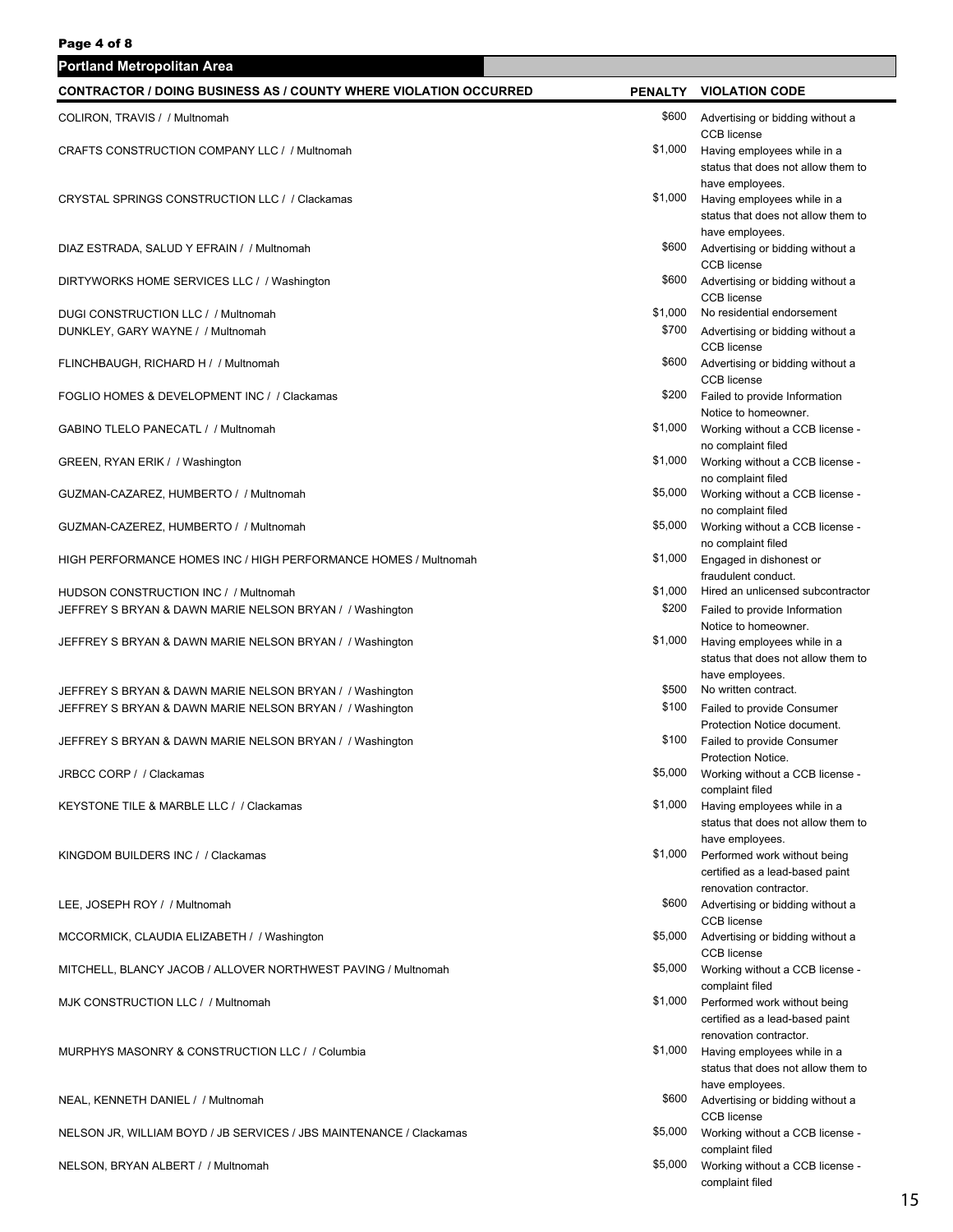## Portland Metropolitan Area

| CONTRACTOR / DOING BUSINESS AS / COUNTY WHERE VIOLATION OCCURRED | PENALTY | VIOLATION CODE |
|---|---|---|
| COLIRON, TRAVIS / / Multnomah | $600 | Advertising or bidding without a CCB license |
| CRAFTS CONSTRUCTION COMPANY LLC / / Multnomah | $1,000 | Having employees while in a status that does not allow them to have employees. |
| CRYSTAL SPRINGS CONSTRUCTION LLC / / Clackamas | $1,000 | Having employees while in a status that does not allow them to have employees. |
| DIAZ ESTRADA, SALUD Y EFRAIN / / Multnomah | $600 | Advertising or bidding without a CCB license |
| DIRTYWORKS HOME SERVICES LLC / / Washington | $600 | Advertising or bidding without a CCB license |
| DUGI CONSTRUCTION LLC / / Multnomah | $1,000 | No residential endorsement |
| DUNKLEY, GARY WAYNE / / Multnomah | $700 | Advertising or bidding without a CCB license |
| FLINCHBAUGH, RICHARD H / / Multnomah | $600 | Advertising or bidding without a CCB license |
| FOGLIO HOMES & DEVELOPMENT INC / / Clackamas | $200 | Failed to provide Information Notice to homeowner. |
| GABINO TLELO PANECATL / / Multnomah | $1,000 | Working without a CCB license - no complaint filed |
| GREEN, RYAN ERIK / / Washington | $1,000 | Working without a CCB license - no complaint filed |
| GUZMAN-CAZAREZ, HUMBERTO / / Multnomah | $5,000 | Working without a CCB license - no complaint filed |
| GUZMAN-CAZEREZ, HUMBERTO / / Multnomah | $5,000 | Working without a CCB license - no complaint filed |
| HIGH PERFORMANCE HOMES INC / HIGH PERFORMANCE HOMES / Multnomah | $1,000 | Engaged in dishonest or fraudulent conduct. |
| HUDSON CONSTRUCTION INC / / Multnomah | $1,000 | Hired an unlicensed subcontractor |
| JEFFREY S BRYAN & DAWN MARIE NELSON BRYAN / / Washington | $200 | Failed to provide Information Notice to homeowner. |
| JEFFREY S BRYAN & DAWN MARIE NELSON BRYAN / / Washington | $1,000 | Having employees while in a status that does not allow them to have employees. |
| JEFFREY S BRYAN & DAWN MARIE NELSON BRYAN / / Washington | $500 | No written contract. |
| JEFFREY S BRYAN & DAWN MARIE NELSON BRYAN / / Washington | $100 | Failed to provide Consumer Protection Notice document. |
| JEFFREY S BRYAN & DAWN MARIE NELSON BRYAN / / Washington | $100 | Failed to provide Consumer Protection Notice. |
| JRBCC CORP / / Clackamas | $5,000 | Working without a CCB license - complaint filed |
| KEYSTONE TILE & MARBLE LLC / / Clackamas | $1,000 | Having employees while in a status that does not allow them to have employees. |
| KINGDOM BUILDERS INC / / Clackamas | $1,000 | Performed work without being certified as a lead-based paint renovation contractor. |
| LEE, JOSEPH ROY / / Multnomah | $600 | Advertising or bidding without a CCB license |
| MCCORMICK, CLAUDIA ELIZABETH / / Washington | $5,000 | Advertising or bidding without a CCB license |
| MITCHELL, BLANCY JACOB / ALLOVER NORTHWEST PAVING / Multnomah | $5,000 | Working without a CCB license - complaint filed |
| MJK CONSTRUCTION LLC / / Multnomah | $1,000 | Performed work without being certified as a lead-based paint renovation contractor. |
| MURPHYS MASONRY & CONSTRUCTION LLC / / Columbia | $1,000 | Having employees while in a status that does not allow them to have employees. |
| NEAL, KENNETH DANIEL / / Multnomah | $600 | Advertising or bidding without a CCB license |
| NELSON JR, WILLIAM BOYD / JB SERVICES / JBS MAINTENANCE / Clackamas | $5,000 | Working without a CCB license - complaint filed |
| NELSON, BRYAN ALBERT / / Multnomah | $5,000 | Working without a CCB license - complaint filed |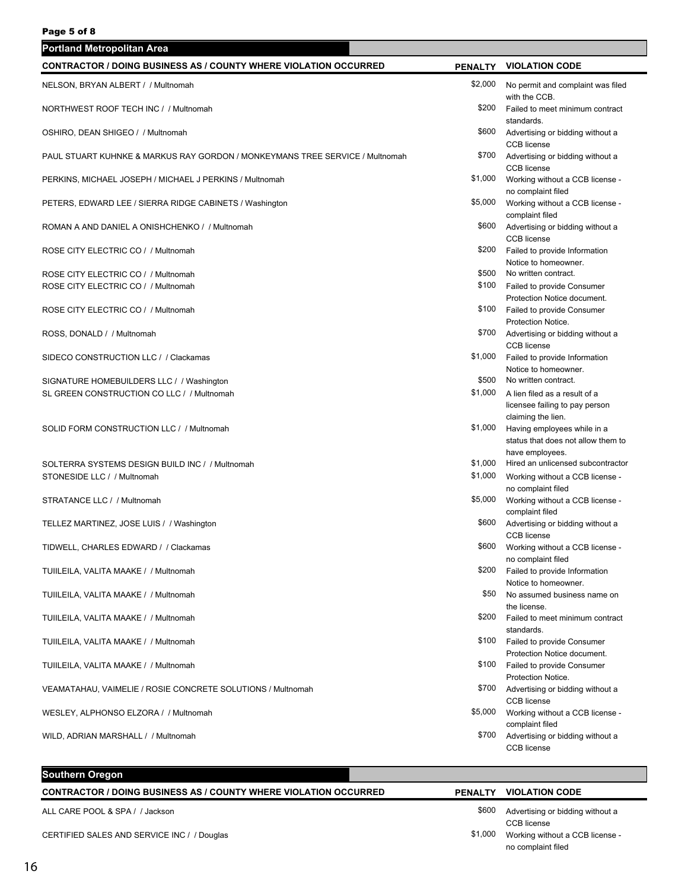## Portland Metropolitan Area

| CONTRACTOR / DOING BUSINESS AS / COUNTY WHERE VIOLATION OCCURRED | PENALTY | VIOLATION CODE |
|---|---|---|
| NELSON, BRYAN ALBERT / / Multnomah | $2,000 | No permit and complaint was filed with the CCB. |
| NORTHWEST ROOF TECH INC / / Multnomah | $200 | Failed to meet minimum contract standards. |
| OSHIRO, DEAN SHIGEO / / Multnomah | $600 | Advertising or bidding without a CCB license |
| PAUL STUART KUHNKE & MARKUS RAY GORDON / MONKEYMANS TREE SERVICE / Multnomah | $700 | Advertising or bidding without a CCB license |
| PERKINS, MICHAEL JOSEPH / MICHAEL J PERKINS / Multnomah | $1,000 | Working without a CCB license - no complaint filed |
| PETERS, EDWARD LEE / SIERRA RIDGE CABINETS / Washington | $5,000 | Working without a CCB license - complaint filed |
| ROMAN A AND DANIEL A ONISHCHENKO / / Multnomah | $600 | Advertising or bidding without a CCB license |
| ROSE CITY ELECTRIC CO / / Multnomah | $200 | Failed to provide Information Notice to homeowner. |
| ROSE CITY ELECTRIC CO / / Multnomah | $500 | No written contract. |
| ROSE CITY ELECTRIC CO / / Multnomah | $100 | Failed to provide Consumer Protection Notice document. |
| ROSE CITY ELECTRIC CO / / Multnomah | $100 | Failed to provide Consumer Protection Notice. |
| ROSS, DONALD / / Multnomah | $700 | Advertising or bidding without a CCB license |
| SIDECO CONSTRUCTION LLC / / Clackamas | $1,000 | Failed to provide Information Notice to homeowner. |
| SIGNATURE HOMEBUILDERS LLC / / Washington | $500 | No written contract. |
| SL GREEN CONSTRUCTION CO LLC / / Multnomah | $1,000 | A lien filed as a result of a licensee failing to pay person claiming the lien. |
| SOLID FORM CONSTRUCTION LLC / / Multnomah | $1,000 | Having employees while in a status that does not allow them to have employees. |
| SOLTERRA SYSTEMS DESIGN BUILD INC / / Multnomah | $1,000 | Hired an unlicensed subcontractor |
| STONESIDE LLC / / Multnomah | $1,000 | Working without a CCB license - no complaint filed |
| STRATANCE LLC / / Multnomah | $5,000 | Working without a CCB license - complaint filed |
| TELLEZ MARTINEZ, JOSE LUIS / / Washington | $600 | Advertising or bidding without a CCB license |
| TIDWELL, CHARLES EDWARD / / Clackamas | $600 | Working without a CCB license - no complaint filed |
| TUIILEILA, VALITA MAAKE / / Multnomah | $200 | Failed to provide Information Notice to homeowner. |
| TUIILEILA, VALITA MAAKE / / Multnomah | $50 | No assumed business name on the license. |
| TUIILEILA, VALITA MAAKE / / Multnomah | $200 | Failed to meet minimum contract standards. |
| TUIILEILA, VALITA MAAKE / / Multnomah | $100 | Failed to provide Consumer Protection Notice document. |
| TUIILEILA, VALITA MAAKE / / Multnomah | $100 | Failed to provide Consumer Protection Notice. |
| VEAMATAHAU, VAIMELIE / ROSIE CONCRETE SOLUTIONS / Multnomah | $700 | Advertising or bidding without a CCB license |
| WESLEY, ALPHONSO ELZORA / / Multnomah | $5,000 | Working without a CCB license - complaint filed |
| WILD, ADRIAN MARSHALL / / Multnomah | $700 | Advertising or bidding without a CCB license |

## Southern Oregon

| CONTRACTOR / DOING BUSINESS AS / COUNTY WHERE VIOLATION OCCURRED | PENALTY | VIOLATION CODE |
|---|---|---|
| ALL CARE POOL & SPA / / Jackson | $600 | Advertising or bidding without a CCB license |
| CERTIFIED SALES AND SERVICE INC / / Douglas | $1,000 | Working without a CCB license - no complaint filed |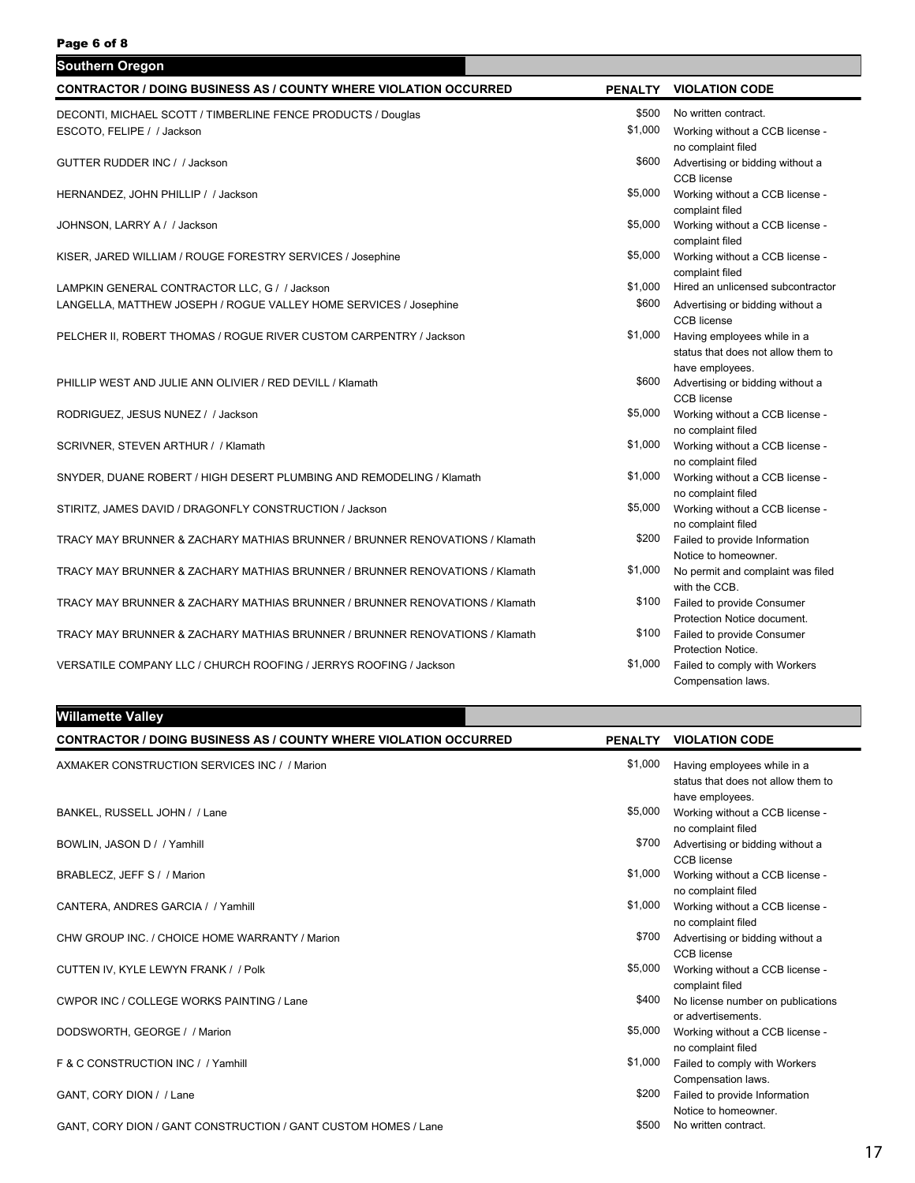## Southern Oregon

| CONTRACTOR / DOING BUSINESS AS / COUNTY WHERE VIOLATION OCCURRED | PENALTY | VIOLATION CODE |
|---|---|---|
| DECONTI, MICHAEL SCOTT / TIMBERLINE FENCE PRODUCTS / Douglas | $500 | No written contract. |
| ESCOTO, FELIPE / / Jackson | $1,000 | Working without a CCB license - no complaint filed |
| GUTTER RUDDER INC / / Jackson | $600 | Advertising or bidding without a CCB license |
| HERNANDEZ, JOHN PHILLIP / / Jackson | $5,000 | Working without a CCB license - complaint filed |
| JOHNSON, LARRY A / / Jackson | $5,000 | Working without a CCB license - complaint filed |
| KISER, JARED WILLIAM / ROUGE FORESTRY SERVICES / Josephine | $5,000 | Working without a CCB license - complaint filed |
| LAMPKIN GENERAL CONTRACTOR LLC, G / / Jackson | $1,000 | Hired an unlicensed subcontractor |
| LANGELLA, MATTHEW JOSEPH / ROGUE VALLEY HOME SERVICES / Josephine | $600 | Advertising or bidding without a CCB license |
| PELCHER II, ROBERT THOMAS / ROGUE RIVER CUSTOM CARPENTRY / Jackson | $1,000 | Having employees while in a status that does not allow them to have employees. |
| PHILLIP WEST AND JULIE ANN OLIVIER / RED DEVILL / Klamath | $600 | Advertising or bidding without a CCB license |
| RODRIGUEZ, JESUS NUNEZ / / Jackson | $5,000 | Working without a CCB license - no complaint filed |
| SCRIVNER, STEVEN ARTHUR / / Klamath | $1,000 | Working without a CCB license - no complaint filed |
| SNYDER, DUANE ROBERT / HIGH DESERT PLUMBING AND REMODELING / Klamath | $1,000 | Working without a CCB license - no complaint filed |
| STIRITZ, JAMES DAVID / DRAGONFLY CONSTRUCTION / Jackson | $5,000 | Working without a CCB license - no complaint filed |
| TRACY MAY BRUNNER & ZACHARY MATHIAS BRUNNER / BRUNNER RENOVATIONS / Klamath | $200 | Failed to provide Information Notice to homeowner. |
| TRACY MAY BRUNNER & ZACHARY MATHIAS BRUNNER / BRUNNER RENOVATIONS / Klamath | $1,000 | No permit and complaint was filed with the CCB. |
| TRACY MAY BRUNNER & ZACHARY MATHIAS BRUNNER / BRUNNER RENOVATIONS / Klamath | $100 | Failed to provide Consumer Protection Notice document. |
| TRACY MAY BRUNNER & ZACHARY MATHIAS BRUNNER / BRUNNER RENOVATIONS / Klamath | $100 | Failed to provide Consumer Protection Notice. |
| VERSATILE COMPANY LLC / CHURCH ROOFING / JERRYS ROOFING / Jackson | $1,000 | Failed to comply with Workers Compensation laws. |

## Willamette Valley

| CONTRACTOR / DOING BUSINESS AS / COUNTY WHERE VIOLATION OCCURRED | PENALTY | VIOLATION CODE |
|---|---|---|
| AXMAKER CONSTRUCTION SERVICES INC / / Marion | $1,000 | Having employees while in a status that does not allow them to have employees. |
| BANKEL, RUSSELL JOHN / / Lane | $5,000 | Working without a CCB license - no complaint filed |
| BOWLIN, JASON D / / Yamhill | $700 | Advertising or bidding without a CCB license |
| BRABLECZ, JEFF S / / Marion | $1,000 | Working without a CCB license - no complaint filed |
| CANTERA, ANDRES GARCIA / / Yamhill | $1,000 | Working without a CCB license - no complaint filed |
| CHW GROUP INC. / CHOICE HOME WARRANTY / Marion | $700 | Advertising or bidding without a CCB license |
| CUTTEN IV, KYLE LEWYN FRANK / / Polk | $5,000 | Working without a CCB license - complaint filed |
| CWPOR INC / COLLEGE WORKS PAINTING / Lane | $400 | No license number on publications or advertisements. |
| DODSWORTH, GEORGE / / Marion | $5,000 | Working without a CCB license - no complaint filed |
| F & C CONSTRUCTION INC / / Yamhill | $1,000 | Failed to comply with Workers Compensation laws. |
| GANT, CORY DION / / Lane | $200 | Failed to provide Information Notice to homeowner. |
| GANT, CORY DION / GANT CONSTRUCTION / GANT CUSTOM HOMES / Lane | $500 | No written contract. |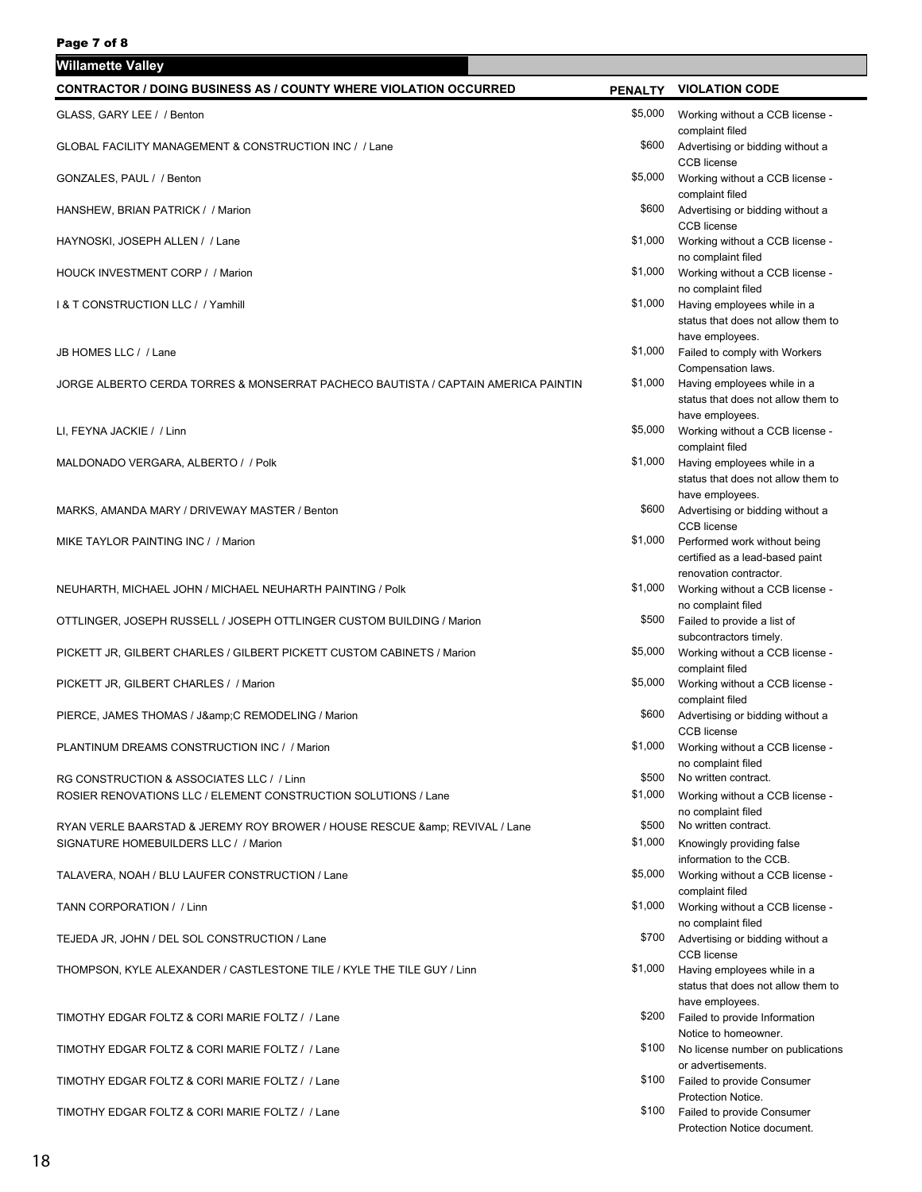## Willamette Valley

| CONTRACTOR / DOING BUSINESS AS / COUNTY WHERE VIOLATION OCCURRED | PENALTY | VIOLATION CODE |
|---|---|---|
| GLASS, GARY LEE / / Benton | $5,000 | Working without a CCB license - complaint filed |
| GLOBAL FACILITY MANAGEMENT & CONSTRUCTION INC / / Lane | $600 | Advertising or bidding without a CCB license |
| GONZALES, PAUL / / Benton | $5,000 | Working without a CCB license - complaint filed |
| HANSHEW, BRIAN PATRICK / / Marion | $600 | Advertising or bidding without a CCB license |
| HAYNOSKI, JOSEPH ALLEN / / Lane | $1,000 | Working without a CCB license - no complaint filed |
| HOUCK INVESTMENT CORP / / Marion | $1,000 | Working without a CCB license - no complaint filed |
| I & T CONSTRUCTION LLC / / Yamhill | $1,000 | Having employees while in a status that does not allow them to have employees. |
| JB HOMES LLC / / Lane | $1,000 | Failed to comply with Workers Compensation laws. |
| JORGE ALBERTO CERDA TORRES & MONSERRAT PACHECO BAUTISTA / CAPTAIN AMERICA PAINTIN | $1,000 | Having employees while in a status that does not allow them to have employees. |
| LI, FEYNA JACKIE / / Linn | $5,000 | Working without a CCB license - complaint filed |
| MALDONADO VERGARA, ALBERTO / / Polk | $1,000 | Having employees while in a status that does not allow them to have employees. |
| MARKS, AMANDA MARY / DRIVEWAY MASTER / Benton | $600 | Advertising or bidding without a CCB license |
| MIKE TAYLOR PAINTING INC / / Marion | $1,000 | Performed work without being certified as a lead-based paint renovation contractor. |
| NEUHARTH, MICHAEL JOHN / MICHAEL NEUHARTH PAINTING / Polk | $1,000 | Working without a CCB license - no complaint filed |
| OTTLINGER, JOSEPH RUSSELL / JOSEPH OTTLINGER CUSTOM BUILDING / Marion | $500 | Failed to provide a list of subcontractors timely. |
| PICKETT JR, GILBERT CHARLES / GILBERT PICKETT CUSTOM CABINETS / Marion | $5,000 | Working without a CCB license - complaint filed |
| PICKETT JR, GILBERT CHARLES / / Marion | $5,000 | Working without a CCB license - complaint filed |
| PIERCE, JAMES THOMAS / J&amp;C REMODELING / Marion | $600 | Advertising or bidding without a CCB license |
| PLANTINUM DREAMS CONSTRUCTION INC / / Marion | $1,000 | Working without a CCB license - no complaint filed |
| RG CONSTRUCTION & ASSOCIATES LLC / / Linn | $500 | No written contract. |
| ROSIER RENOVATIONS LLC / ELEMENT CONSTRUCTION SOLUTIONS / Lane | $1,000 | Working without a CCB license - no complaint filed |
| RYAN VERLE BAARSTAD & JEREMY ROY BROWER / HOUSE RESCUE &amp; REVIVAL / Lane | $500 | No written contract. |
| SIGNATURE HOMEBUILDERS LLC / / Marion | $1,000 | Knowingly providing false information to the CCB. |
| TALAVERA, NOAH / BLU LAUFER CONSTRUCTION / Lane | $5,000 | Working without a CCB license - complaint filed |
| TANN CORPORATION / / Linn | $1,000 | Working without a CCB license - no complaint filed |
| TEJEDA JR, JOHN / DEL SOL CONSTRUCTION / Lane | $700 | Advertising or bidding without a CCB license |
| THOMPSON, KYLE ALEXANDER / CASTLESTONE TILE / KYLE THE TILE GUY / Linn | $1,000 | Having employees while in a status that does not allow them to have employees. |
| TIMOTHY EDGAR FOLTZ & CORI MARIE FOLTZ / / Lane | $200 | Failed to provide Information Notice to homeowner. |
| TIMOTHY EDGAR FOLTZ & CORI MARIE FOLTZ / / Lane | $100 | No license number on publications or advertisements. |
| TIMOTHY EDGAR FOLTZ & CORI MARIE FOLTZ / / Lane | $100 | Failed to provide Consumer Protection Notice. |
| TIMOTHY EDGAR FOLTZ & CORI MARIE FOLTZ / / Lane | $100 | Failed to provide Consumer Protection Notice document. |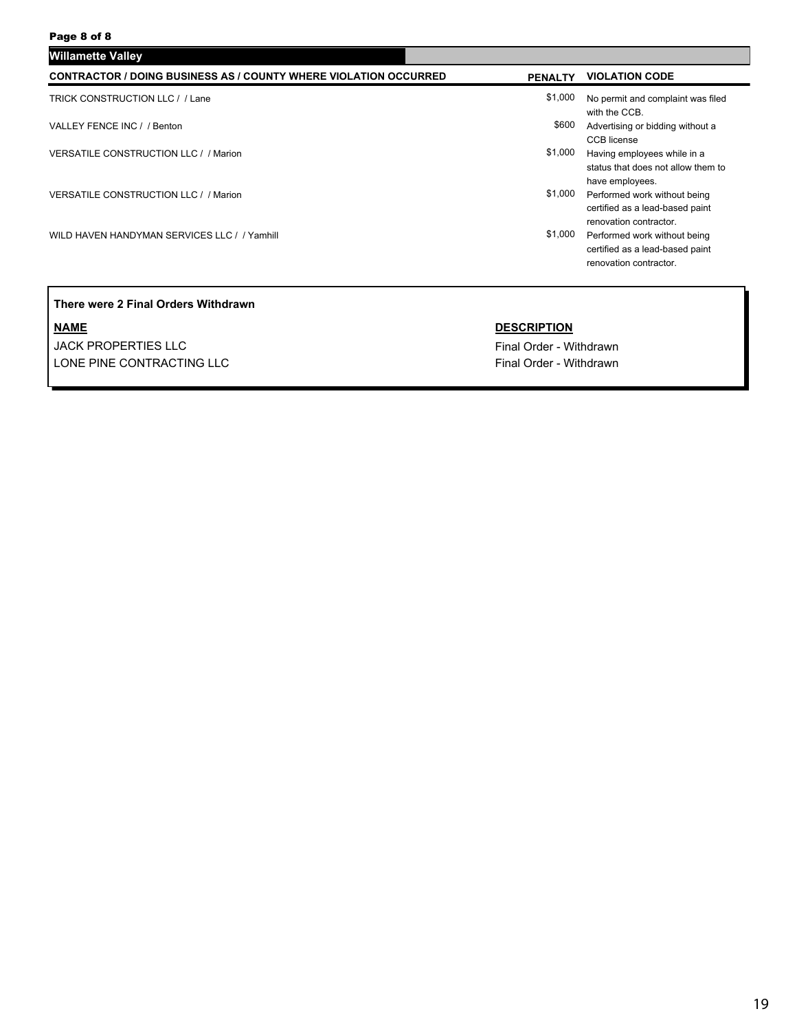## Willamette Valley

| CONTRACTOR / DOING BUSINESS AS / COUNTY WHERE VIOLATION OCCURRED | PENALTY | VIOLATION CODE |
|---|---|---|
| TRICK CONSTRUCTION LLC / / Lane | $1,000 | No permit and complaint was filed with the CCB. |
| VALLEY FENCE INC / / Benton | $600 | Advertising or bidding without a CCB license |
| VERSATILE CONSTRUCTION LLC / / Marion | $1,000 | Having employees while in a status that does not allow them to have employees. |
| VERSATILE CONSTRUCTION LLC / / Marion | $1,000 | Performed work without being certified as a lead-based paint renovation contractor. |
| WILD HAVEN HANDYMAN SERVICES LLC / / Yamhill | $1,000 | Performed work without being certified as a lead-based paint renovation contractor. |

**There were 2 Final Orders Withdrawn**

| NAME | DESCRIPTION |
|---|---|
| JACK PROPERTIES LLC | Final Order - Withdrawn |
| LONE PINE CONTRACTING LLC | Final Order - Withdrawn |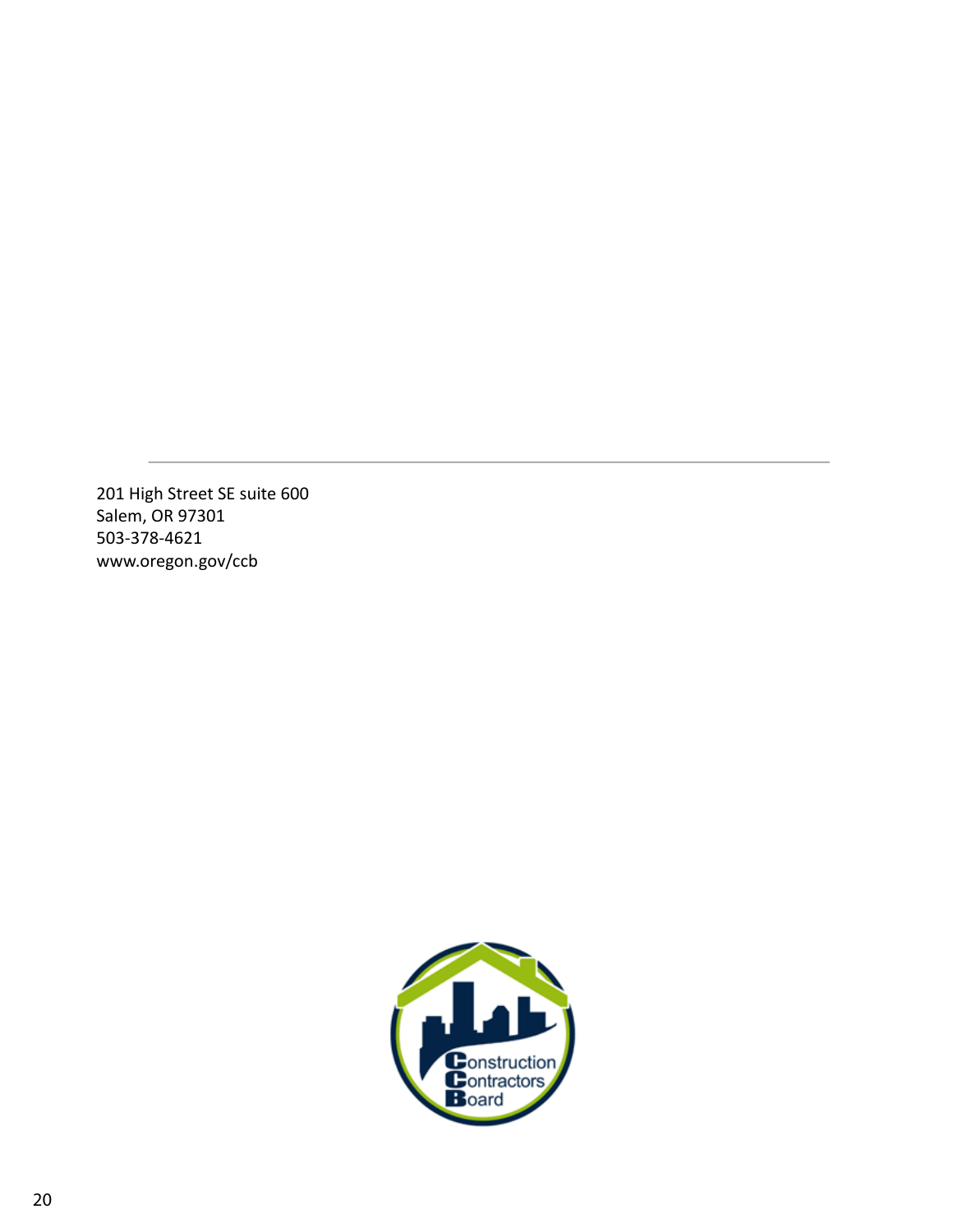201 High Street SE suite 600
Salem, OR 97301
503-378-4621
www.oregon.gov/ccb